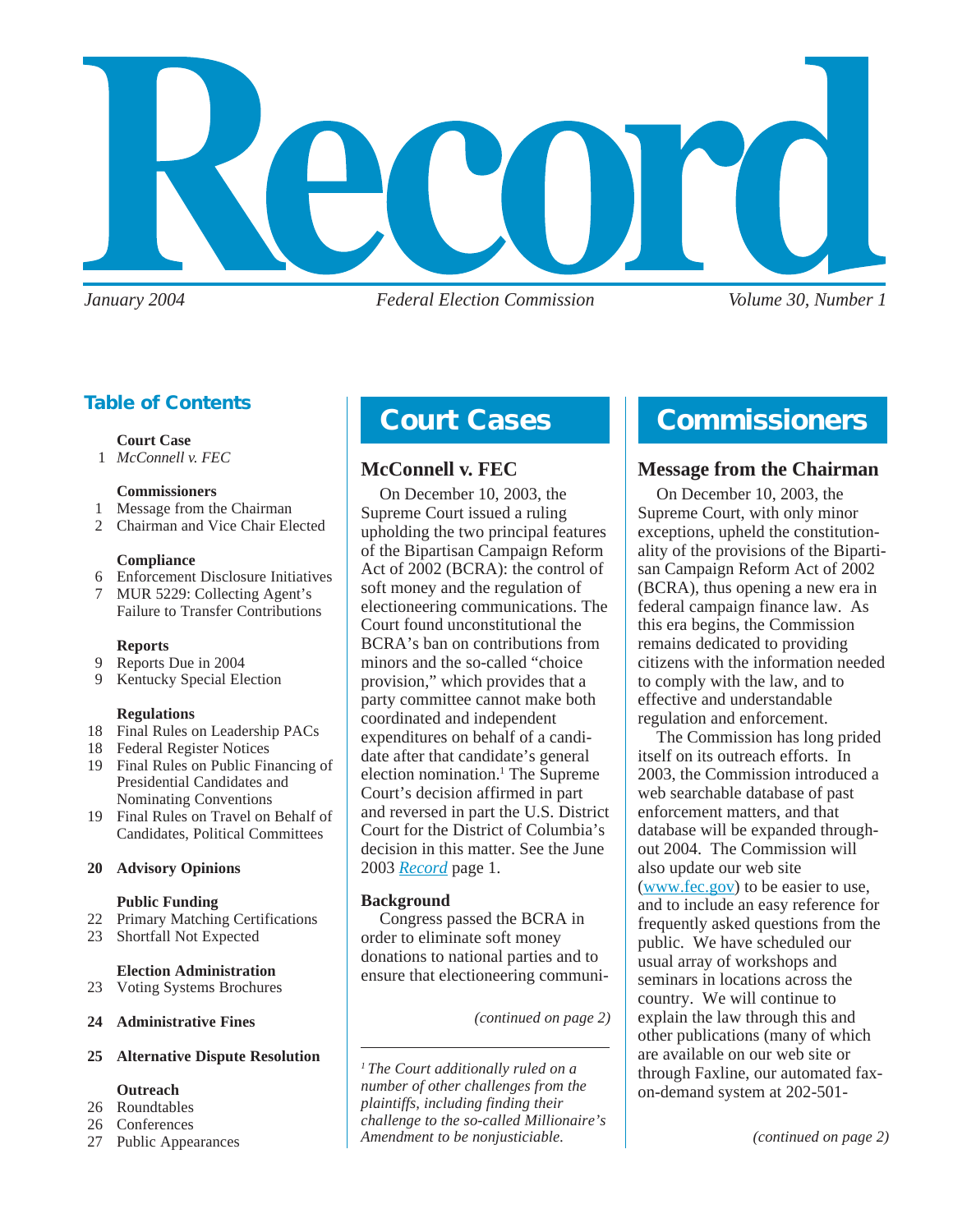# Record

*January 2004* *Federal Election Commission* *Volume 30, Number 1*

## Table of Contents

**Court Case**

1 *McConnell v. FEC*

**Commissioners**

1 Message from the Chairman
2 Chairman and Vice Chair Elected

**Compliance**

6 Enforcement Disclosure Initiatives
7 MUR 5229: Collecting Agent's Failure to Transfer Contributions

**Reports**

9 Reports Due in 2004
9 Kentucky Special Election

**Regulations**

18 Final Rules on Leadership PACs
18 Federal Register Notices
19 Final Rules on Public Financing of Presidential Candidates and Nominating Conventions
19 Final Rules on Travel on Behalf of Candidates, Political Committees

**20 Advisory Opinions**

**Public Funding**

22 Primary Matching Certifications
23 Shortfall Not Expected

**Election Administration**

23 Voting Systems Brochures

**24 Administrative Fines**

**25 Alternative Dispute Resolution**

**Outreach**

26 Roundtables
26 Conferences
27 Public Appearances

## Court Cases

### McConnell v. FEC

On December 10, 2003, the Supreme Court issued a ruling upholding the two principal features of the Bipartisan Campaign Reform Act of 2002 (BCRA): the control of soft money and the regulation of electioneering communications. The Court found unconstitutional the BCRA's ban on contributions from minors and the so-called "choice provision," which provides that a party committee cannot make both coordinated and independent expenditures on behalf of a candidate after that candidate's general election nomination.[1] The Supreme Court's decision affirmed in part and reversed in part the U.S. District Court for the District of Columbia's decision in this matter. See the June 2003 *Record* page 1.

**Background**

Congress passed the BCRA in order to eliminate soft money donations to national parties and to ensure that electioneering communi-

*(continued on page 2)*

*[1] The Court additionally ruled on a number of other challenges from the plaintiffs, including finding their challenge to the so-called Millionaire's Amendment to be nonjusticiable.*

## Commissioners

### Message from the Chairman

On December 10, 2003, the Supreme Court, with only minor exceptions, upheld the constitutionality of the provisions of the Bipartisan Campaign Reform Act of 2002 (BCRA), thus opening a new era in federal campaign finance law. As this era begins, the Commission remains dedicated to providing citizens with the information needed to comply with the law, and to effective and understandable regulation and enforcement.

The Commission has long prided itself on its outreach efforts. In 2003, the Commission introduced a web searchable database of past enforcement matters, and that database will be expanded throughout 2004. The Commission will also update our web site (www.fec.gov) to be easier to use, and to include an easy reference for frequently asked questions from the public. We have scheduled our usual array of workshops and seminars in locations across the country. We will continue to explain the law through this and other publications (many of which are available on our web site or through Faxline, our automated fax-on-demand system at 202-501-

*(continued on page 2)*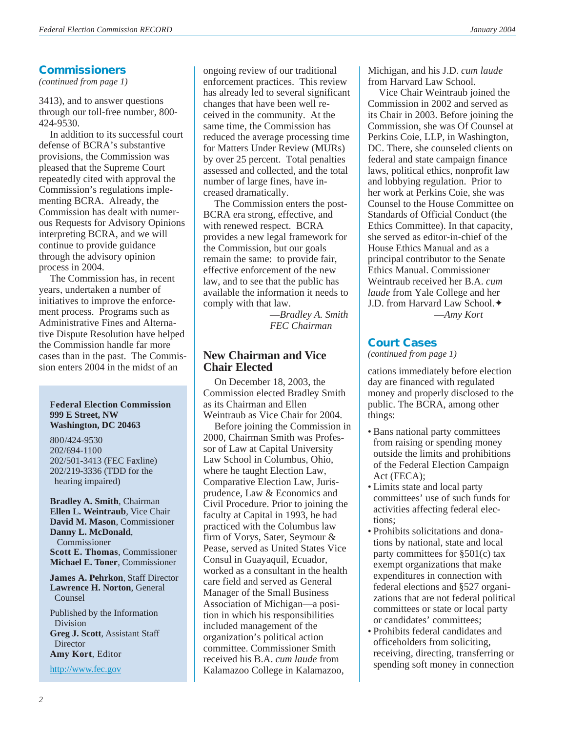## Commissioners

*(continued from page 1)*

3413), and to answer questions through our toll-free number, 800-424-9530.

In addition to its successful court defense of BCRA's substantive provisions, the Commission was pleased that the Supreme Court repeatedly cited with approval the Commission's regulations implementing BCRA. Already, the Commission has dealt with numerous Requests for Advisory Opinions interpreting BCRA, and we will continue to provide guidance through the advisory opinion process in 2004.

The Commission has, in recent years, undertaken a number of initiatives to improve the enforcement process. Programs such as Administrative Fines and Alternative Dispute Resolution have helped the Commission handle far more cases than in the past. The Commission enters 2004 in the midst of an ongoing review of our traditional enforcement practices. This review has already led to several significant changes that have been well received in the community. At the same time, the Commission has reduced the average processing time for Matters Under Review (MURs) by over 25 percent. Total penalties assessed and collected, and the total number of large fines, have increased dramatically.

The Commission enters the post-BCRA era strong, effective, and with renewed respect. BCRA provides a new legal framework for the Commission, but our goals remain the same: to provide fair, effective enforcement of the new law, and to see that the public has available the information it needs to comply with that law.

—*Bradley A. Smith*
*FEC Chairman*

**Federal Election Commission**
**999 E Street, NW**
**Washington, DC 20463**

800/424-9530
202/694-1100
202/501-3413 (FEC Faxline)
202/219-3336 (TDD for the hearing impaired)

**Bradley A. Smith**, Chairman
**Ellen L. Weintraub**, Vice Chair
**David M. Mason**, Commissioner
**Danny L. McDonald**, Commissioner
**Scott E. Thomas**, Commissioner
**Michael E. Toner**, Commissioner

**James A. Pehrkon**, Staff Director
**Lawrence H. Norton**, General Counsel

Published by the Information Division
**Greg J. Scott**, Assistant Staff Director
**Amy Kort**, Editor

http://www.fec.gov

## New Chairman and Vice Chair Elected

On December 18, 2003, the Commission elected Bradley Smith as its Chairman and Ellen Weintraub as Vice Chair for 2004.

Before joining the Commission in 2000, Chairman Smith was Professor of Law at Capital University Law School in Columbus, Ohio, where he taught Election Law, Comparative Election Law, Jurisprudence, Law & Economics and Civil Procedure. Prior to joining the faculty at Capital in 1993, he had practiced with the Columbus law firm of Vorys, Sater, Seymour & Pease, served as United States Vice Consul in Guayaquil, Ecuador, worked as a consultant in the health care field and served as General Manager of the Small Business Association of Michigan—a position in which his responsibilities included management of the organization's political action committee. Commissioner Smith received his B.A. *cum laude* from Kalamazoo College in Kalamazoo, Michigan, and his J.D. *cum laude* from Harvard Law School.

Vice Chair Weintraub joined the Commission in 2002 and served as its Chair in 2003. Before joining the Commission, she was Of Counsel at Perkins Coie, LLP, in Washington, DC. There, she counseled clients on federal and state campaign finance laws, political ethics, nonprofit law and lobbying regulation. Prior to her work at Perkins Coie, she was Counsel to the House Committee on Standards of Official Conduct (the Ethics Committee). In that capacity, she served as editor-in-chief of the House Ethics Manual and as a principal contributor to the Senate Ethics Manual. Commissioner Weintraub received her B.A. *cum laude* from Yale College and her J.D. from Harvard Law School.✦

—*Amy Kort*

## Court Cases

*(continued from page 1)*

cations immediately before election day are financed with regulated money and properly disclosed to the public. The BCRA, among other things:

- Bans national party committees from raising or spending money outside the limits and prohibitions of the Federal Election Campaign Act (FECA);
- Limits state and local party committees' use of such funds for activities affecting federal elections;
- Prohibits solicitations and donations by national, state and local party committees for §501(c) tax exempt organizations that make expenditures in connection with federal elections and §527 organizations that are not federal political committees or state or local party or candidates' committees;
- Prohibits federal candidates and officeholders from soliciting, receiving, directing, transferring or spending soft money in connection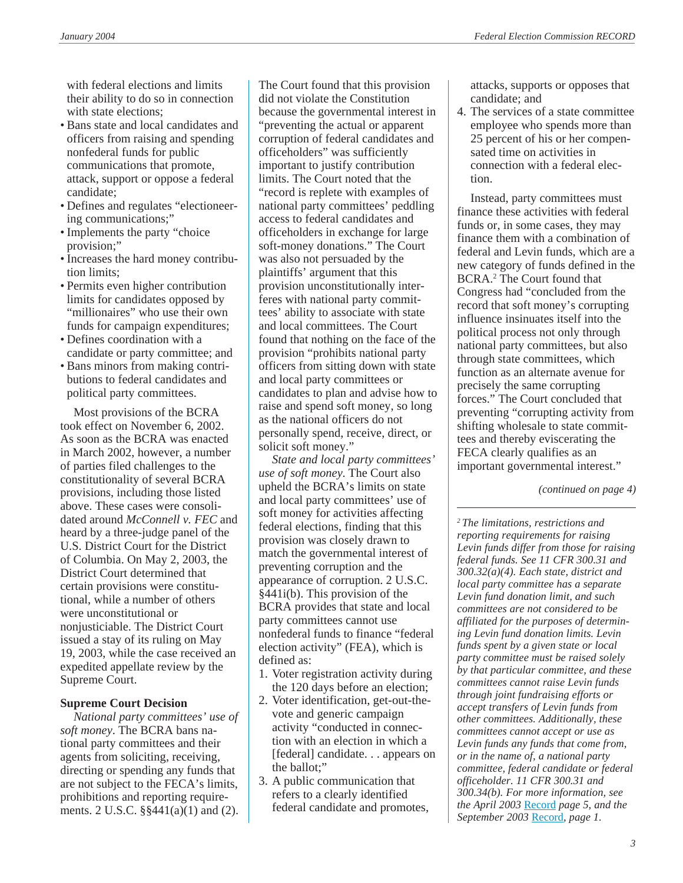with federal elections and limits their ability to do so in connection with state elections;

- Bans state and local candidates and officers from raising and spending nonfederal funds for public communications that promote, attack, support or oppose a federal candidate;
- Defines and regulates "electioneering communications;"
- Implements the party "choice provision;"
- Increases the hard money contribution limits;
- Permits even higher contribution limits for candidates opposed by "millionaires" who use their own funds for campaign expenditures;
- Defines coordination with a candidate or party committee; and
- Bans minors from making contributions to federal candidates and political party committees.

Most provisions of the BCRA took effect on November 6, 2002. As soon as the BCRA was enacted in March 2002, however, a number of parties filed challenges to the constitutionality of several BCRA provisions, including those listed above. These cases were consolidated around *McConnell v. FEC* and heard by a three-judge panel of the U.S. District Court for the District of Columbia. On May 2, 2003, the District Court determined that certain provisions were constitutional, while a number of others were unconstitutional or nonjusticiable. The District Court issued a stay of its ruling on May 19, 2003, while the case received an expedited appellate review by the Supreme Court.

**Supreme Court Decision**

*National party committees' use of soft money*. The BCRA bans national party committees and their agents from soliciting, receiving, directing or spending any funds that are not subject to the FECA's limits, prohibitions and reporting requirements. 2 U.S.C. §§441(a)(1) and (2). The Court found that this provision did not violate the Constitution because the governmental interest in "preventing the actual or apparent corruption of federal candidates and officeholders" was sufficiently important to justify contribution limits. The Court noted that the "record is replete with examples of national party committees' peddling access to federal candidates and officeholders in exchange for large soft-money donations." The Court was also not persuaded by the plaintiffs' argument that this provision unconstitutionally interferes with national party committees' ability to associate with state and local committees. The Court found that nothing on the face of the provision "prohibits national party officers from sitting down with state and local party committees or candidates to plan and advise how to raise and spend soft money, so long as the national officers do not personally spend, receive, direct, or solicit soft money."

*State and local party committees' use of soft money*. The Court also upheld the BCRA's limits on state and local party committees' use of soft money for activities affecting federal elections, finding that this provision was closely drawn to match the governmental interest of preventing corruption and the appearance of corruption. 2 U.S.C. §441i(b). This provision of the BCRA provides that state and local party committees cannot use nonfederal funds to finance "federal election activity" (FEA), which is defined as:

1. Voter registration activity during the 120 days before an election;
2. Voter identification, get-out-the-vote and generic campaign activity "conducted in connection with an election in which a [federal] candidate. . . appears on the ballot;"
3. A public communication that refers to a clearly identified federal candidate and promotes, attacks, supports or opposes that candidate; and
4. The services of a state committee employee who spends more than 25 percent of his or her compensated time on activities in connection with a federal election.

Instead, party committees must finance these activities with federal funds or, in some cases, they may finance them with a combination of federal and Levin funds, which are a new category of funds defined in the BCRA.[2] The Court found that Congress had "concluded from the record that soft money's corrupting influence insinuates itself into the political process not only through national party committees, but also through state committees, which function as an alternate avenue for precisely the same corrupting forces." The Court concluded that preventing "corrupting activity from shifting wholesale to state committees and thereby eviscerating the FECA clearly qualifies as an important governmental interest."

*(continued on page 4)*

---

*[2] The limitations, restrictions and reporting requirements for raising Levin funds differ from those for raising federal funds. See 11 CFR 300.31 and 300.32(a)(4). Each state, district and local party committee has a separate Levin fund donation limit, and such committees are not considered to be affiliated for the purposes of determining Levin fund donation limits. Levin funds spent by a given state or local party committee must be raised solely by that particular committee, and these committees cannot raise Levin funds through joint fundraising efforts or accept transfers of Levin funds from other committees. Additionally, these committees cannot accept or use as Levin funds any funds that come from, or in the name of, a national party committee, federal candidate or federal officeholder. 11 CFR 300.31 and 300.34(b). For more information, see the April 2003 Record page 5, and the September 2003 Record, page 1.*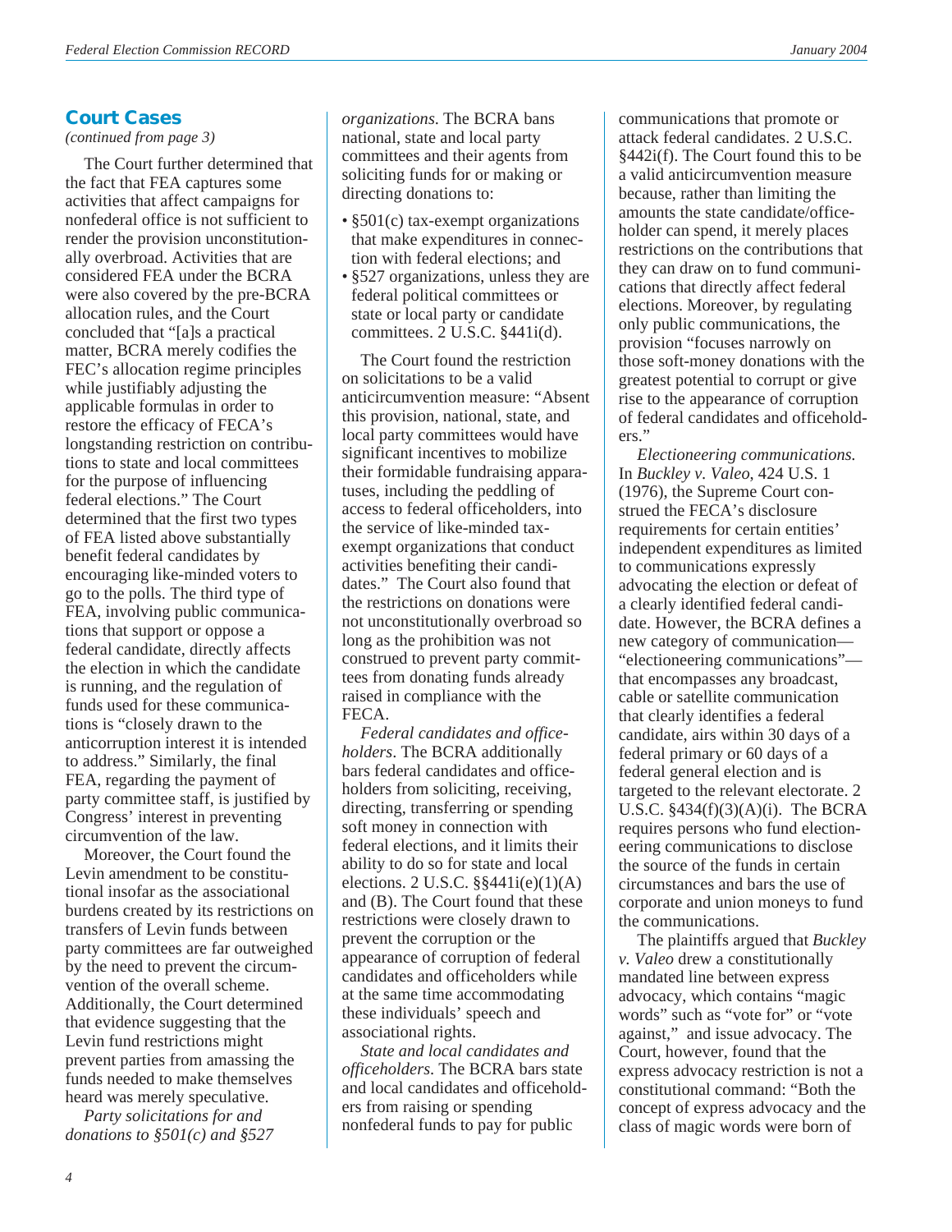## Court Cases

*(continued from page 3)*

The Court further determined that the fact that FEA captures some activities that affect campaigns for nonfederal office is not sufficient to render the provision unconstitutionally overbroad. Activities that are considered FEA under the BCRA were also covered by the pre-BCRA allocation rules, and the Court concluded that "[a]s a practical matter, BCRA merely codifies the FEC's allocation regime principles while justifiably adjusting the applicable formulas in order to restore the efficacy of FECA's longstanding restriction on contributions to state and local committees for the purpose of influencing federal elections." The Court determined that the first two types of FEA listed above substantially benefit federal candidates by encouraging like-minded voters to go to the polls. The third type of FEA, involving public communications that support or oppose a federal candidate, directly affects the election in which the candidate is running, and the regulation of funds used for these communications is "closely drawn to the anticorruption interest it is intended to address." Similarly, the final FEA, regarding the payment of party committee staff, is justified by Congress' interest in preventing circumvention of the law.

Moreover, the Court found the Levin amendment to be constitutional insofar as the associational burdens created by its restrictions on transfers of Levin funds between party committees are far outweighed by the need to prevent the circumvention of the overall scheme. Additionally, the Court determined that evidence suggesting that the Levin fund restrictions might prevent parties from amassing the funds needed to make themselves heard was merely speculative.

*Party solicitations for and donations to §501(c) and §527 organizations*. The BCRA bans national, state and local party committees and their agents from soliciting funds for or making or directing donations to:

- §501(c) tax-exempt organizations that make expenditures in connection with federal elections; and
- §527 organizations, unless they are federal political committees or state or local party or candidate committees. 2 U.S.C. §441i(d).

The Court found the restriction on solicitations to be a valid anticircumvention measure: "Absent this provision, national, state, and local party committees would have significant incentives to mobilize their formidable fundraising apparatuses, including the peddling of access to federal officeholders, into the service of like-minded tax-exempt organizations that conduct activities benefiting their candidates." The Court also found that the restrictions on donations were not unconstitutionally overbroad so long as the prohibition was not construed to prevent party committees from donating funds already raised in compliance with the FECA.

*Federal candidates and officeholders*. The BCRA additionally bars federal candidates and officeholders from soliciting, receiving, directing, transferring or spending soft money in connection with federal elections, and it limits their ability to do so for state and local elections. 2 U.S.C. §§441i(e)(1)(A) and (B). The Court found that these restrictions were closely drawn to prevent the corruption or the appearance of corruption of federal candidates and officeholders while at the same time accommodating these individuals' speech and associational rights.

*State and local candidates and officeholders*. The BCRA bars state and local candidates and officeholders from raising or spending nonfederal funds to pay for public communications that promote or attack federal candidates. 2 U.S.C. §442i(f). The Court found this to be a valid anticircumvention measure because, rather than limiting the amounts the state candidate/officeholder can spend, it merely places restrictions on the contributions that they can draw on to fund communications that directly affect federal elections. Moreover, by regulating only public communications, the provision "focuses narrowly on those soft-money donations with the greatest potential to corrupt or give rise to the appearance of corruption of federal candidates and officeholders."

*Electioneering communications.* In *Buckley v. Valeo*, 424 U.S. 1 (1976), the Supreme Court construed the FECA's disclosure requirements for certain entities' independent expenditures as limited to communications expressly advocating the election or defeat of a clearly identified federal candidate. However, the BCRA defines a new category of communication—"electioneering communications"—that encompasses any broadcast, cable or satellite communication that clearly identifies a federal candidate, airs within 30 days of a federal primary or 60 days of a federal general election and is targeted to the relevant electorate. 2 U.S.C. §434(f)(3)(A)(i). The BCRA requires persons who fund electioneering communications to disclose the source of the funds in certain circumstances and bars the use of corporate and union moneys to fund the communications.

The plaintiffs argued that *Buckley v. Valeo* drew a constitutionally mandated line between express advocacy, which contains "magic words" such as "vote for" or "vote against," and issue advocacy. The Court, however, found that the express advocacy restriction is not a constitutional command: "Both the concept of express advocacy and the class of magic words were born of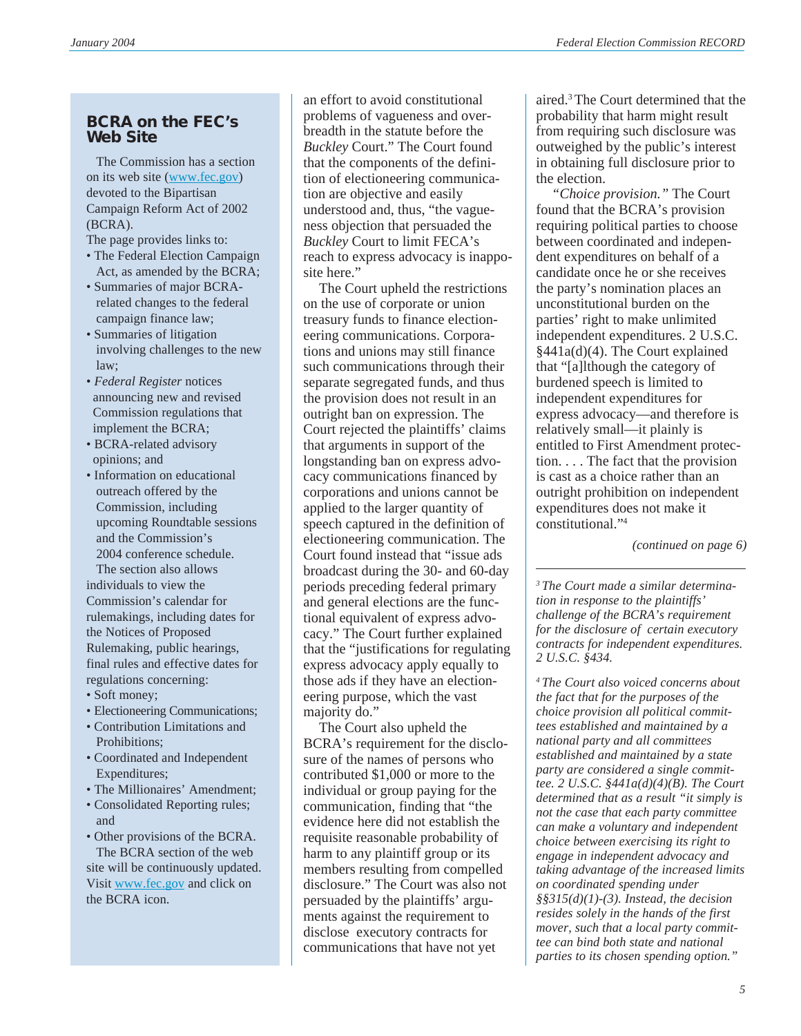## BCRA on the FEC's Web Site

The Commission has a section on its web site (www.fec.gov) devoted to the Bipartisan Campaign Reform Act of 2002 (BCRA).

The page provides links to:

- The Federal Election Campaign Act, as amended by the BCRA;
- Summaries of major BCRA-related changes to the federal campaign finance law;
- Summaries of litigation involving challenges to the new law;
- *Federal Register* notices announcing new and revised Commission regulations that implement the BCRA;
- BCRA-related advisory opinions; and
- Information on educational outreach offered by the Commission, including upcoming Roundtable sessions and the Commission's 2004 conference schedule.

The section also allows individuals to view the Commission's calendar for rulemakings, including dates for the Notices of Proposed Rulemaking, public hearings, final rules and effective dates for regulations concerning:

- Soft money;
- Electioneering Communications;
- Contribution Limitations and Prohibitions;
- Coordinated and Independent Expenditures;
- The Millionaires' Amendment;
- Consolidated Reporting rules; and
- Other provisions of the BCRA.

The BCRA section of the web site will be continuously updated. Visit www.fec.gov and click on the BCRA icon.

an effort to avoid constitutional problems of vagueness and overbreadth in the statute before the *Buckley* Court." The Court found that the components of the definition of electioneering communication are objective and easily understood and, thus, "the vagueness objection that persuaded the *Buckley* Court to limit FECA's reach to express advocacy is inapposite here."

The Court upheld the restrictions on the use of corporate or union treasury funds to finance electioneering communications. Corporations and unions may still finance such communications through their separate segregated funds, and thus the provision does not result in an outright ban on expression. The Court rejected the plaintiffs' claims that arguments in support of the longstanding ban on express advocacy communications financed by corporations and unions cannot be applied to the larger quantity of speech captured in the definition of electioneering communication. The Court found instead that "issue ads broadcast during the 30- and 60-day periods preceding federal primary and general elections are the functional equivalent of express advocacy." The Court further explained that the "justifications for regulating express advocacy apply equally to those ads if they have an electioneering purpose, which the vast majority do."

The Court also upheld the BCRA's requirement for the disclosure of the names of persons who contributed $1,000 or more to the individual or group paying for the communication, finding that "the evidence here did not establish the requisite reasonable probability of harm to any plaintiff group or its members resulting from compelled disclosure." The Court was also not persuaded by the plaintiffs' arguments against the requirement to disclose executory contracts for communications that have not yet aired.[3] The Court determined that the probability that harm might result from requiring such disclosure was outweighed by the public's interest in obtaining full disclosure prior to the election.

*"Choice provision."* The Court found that the BCRA's provision requiring political parties to choose between coordinated and independent expenditures on behalf of a candidate once he or she receives the party's nomination places an unconstitutional burden on the parties' right to make unlimited independent expenditures. 2 U.S.C. §441a(d)(4). The Court explained that "[a]lthough the category of burdened speech is limited to independent expenditures for express advocacy—and therefore is relatively small—it plainly is entitled to First Amendment protection. . . . The fact that the provision is cast as a choice rather than an outright prohibition on independent expenditures does not make it constitutional."[4]

*(continued on page 6)*

---

*[3] The Court made a similar determination in response to the plaintiffs' challenge of the BCRA's requirement for the disclosure of certain executory contracts for independent expenditures. 2 U.S.C. §434.*

*[4] The Court also voiced concerns about the fact that for the purposes of the choice provision all political committees established and maintained by a national party and all committees established and maintained by a state party are considered a single committee. 2 U.S.C. §441a(d)(4)(B). The Court determined that as a result "it simply is not the case that each party committee can make a voluntary and independent choice between exercising its right to engage in independent advocacy and taking advantage of the increased limits on coordinated spending under §§315(d)(1)-(3). Instead, the decision resides solely in the hands of the first mover, such that a local party committee can bind both state and national parties to its chosen spending option."*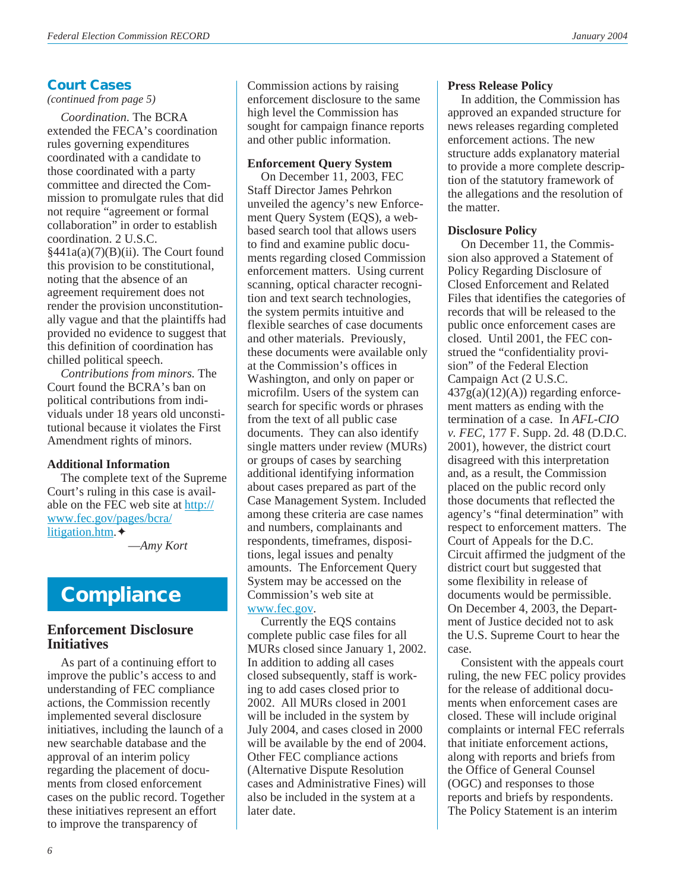## Court Cases

*(continued from page 5)*

*Coordination.* The BCRA extended the FECA's coordination rules governing expenditures coordinated with a candidate to those coordinated with a party committee and directed the Commission to promulgate rules that did not require "agreement or formal collaboration" in order to establish coordination. 2 U.S.C. §441a(a)(7)(B)(ii). The Court found this provision to be constitutional, noting that the absence of an agreement requirement does not render the provision unconstitutionally vague and that the plaintiffs had provided no evidence to suggest that this definition of coordination has chilled political speech.

*Contributions from minors.* The Court found the BCRA's ban on political contributions from individuals under 18 years old unconstitutional because it violates the First Amendment rights of minors.

### Additional Information

The complete text of the Supreme Court's ruling in this case is available on the FEC web site at http://www.fec.gov/pages/bcra/litigation.htm.✦

—*Amy Kort*

# Compliance

## Enforcement Disclosure Initiatives

As part of a continuing effort to improve the public's access to and understanding of FEC compliance actions, the Commission recently implemented several disclosure initiatives, including the launch of a new searchable database and the approval of an interim policy regarding the placement of documents from closed enforcement cases on the public record. Together these initiatives represent an effort to improve the transparency of Commission actions by raising enforcement disclosure to the same high level the Commission has sought for campaign finance reports and other public information.

### Enforcement Query System

On December 11, 2003, FEC Staff Director James Pehrkon unveiled the agency's new Enforcement Query System (EQS), a web-based search tool that allows users to find and examine public documents regarding closed Commission enforcement matters. Using current scanning, optical character recognition and text search technologies, the system permits intuitive and flexible searches of case documents and other materials. Previously, these documents were available only at the Commission's offices in Washington, and only on paper or microfilm. Users of the system can search for specific words or phrases from the text of all public case documents. They can also identify single matters under review (MURs) or groups of cases by searching additional identifying information about cases prepared as part of the Case Management System. Included among these criteria are case names and numbers, complainants and respondents, timeframes, dispositions, legal issues and penalty amounts. The Enforcement Query System may be accessed on the Commission's web site at www.fec.gov.

Currently the EQS contains complete public case files for all MURs closed since January 1, 2002. In addition to adding all cases closed subsequently, staff is working to add cases closed prior to 2002. All MURs closed in 2001 will be included in the system by July 2004, and cases closed in 2000 will be available by the end of 2004. Other FEC compliance actions (Alternative Dispute Resolution cases and Administrative Fines) will also be included in the system at a later date.

### Press Release Policy

In addition, the Commission has approved an expanded structure for news releases regarding completed enforcement actions. The new structure adds explanatory material to provide a more complete description of the statutory framework of the allegations and the resolution of the matter.

### Disclosure Policy

On December 11, the Commission also approved a Statement of Policy Regarding Disclosure of Closed Enforcement and Related Files that identifies the categories of records that will be released to the public once enforcement cases are closed. Until 2001, the FEC construed the "confidentiality provision" of the Federal Election Campaign Act (2 U.S.C. 437g(a)(12)(A)) regarding enforcement matters as ending with the termination of a case. In *AFL-CIO v. FEC*, 177 F. Supp. 2d. 48 (D.D.C. 2001), however, the district court disagreed with this interpretation and, as a result, the Commission placed on the public record only those documents that reflected the agency's "final determination" with respect to enforcement matters. The Court of Appeals for the D.C. Circuit affirmed the judgment of the district court but suggested that some flexibility in release of documents would be permissible. On December 4, 2003, the Department of Justice decided not to ask the U.S. Supreme Court to hear the case.

Consistent with the appeals court ruling, the new FEC policy provides for the release of additional documents when enforcement cases are closed. These will include original complaints or internal FEC referrals that initiate enforcement actions, along with reports and briefs from the Office of General Counsel (OGC) and responses to those reports and briefs by respondents. The Policy Statement is an interim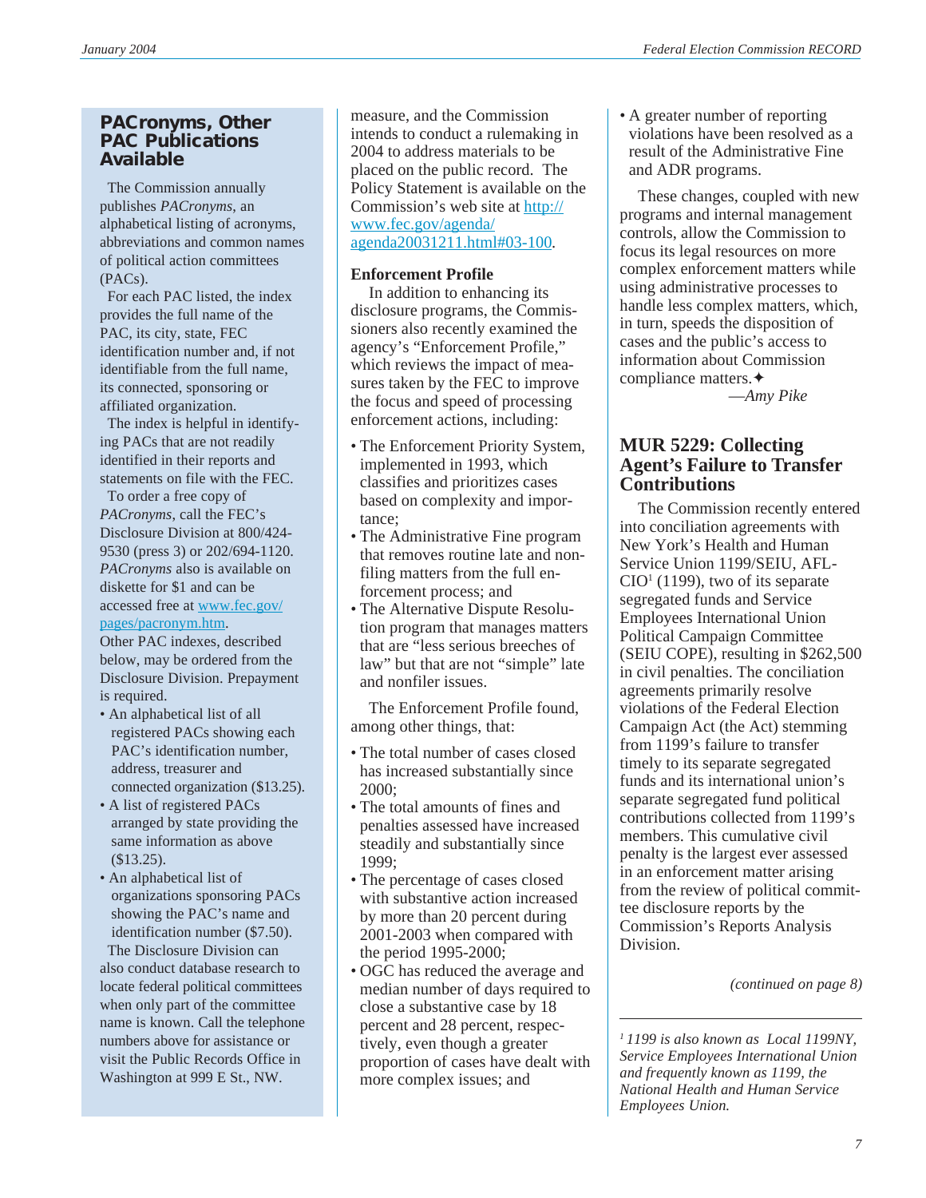## PACronyms, Other PAC Publications Available

The Commission annually publishes *PACronyms*, an alphabetical listing of acronyms, abbreviations and common names of political action committees (PACs).

For each PAC listed, the index provides the full name of the PAC, its city, state, FEC identification number and, if not identifiable from the full name, its connected, sponsoring or affiliated organization.

The index is helpful in identifying PACs that are not readily identified in their reports and statements on file with the FEC.

To order a free copy of *PACronyms*, call the FEC's Disclosure Division at 800/424-9530 (press 3) or 202/694-1120. *PACronyms* also is available on diskette for $1 and can be accessed free at [www.fec.gov/pages/pacronym.htm](http://www.fec.gov/pages/pacronym.htm).

Other PAC indexes, described below, may be ordered from the Disclosure Division. Prepayment is required.

- An alphabetical list of all registered PACs showing each PAC's identification number, address, treasurer and connected organization ($13.25).
- A list of registered PACs arranged by state providing the same information as above ($13.25).
- An alphabetical list of organizations sponsoring PACs showing the PAC's name and identification number ($7.50).

The Disclosure Division can also conduct database research to locate federal political committees when only part of the committee name is known. Call the telephone numbers above for assistance or visit the Public Records Office in Washington at 999 E St., NW.

measure, and the Commission intends to conduct a rulemaking in 2004 to address materials to be placed on the public record. The Policy Statement is available on the Commission's web site at [http://www.fec.gov/agenda/agenda20031211.html#03-100](http://www.fec.gov/agenda/agenda20031211.html#03-100).

**Enforcement Profile**

In addition to enhancing its disclosure programs, the Commissioners also recently examined the agency's "Enforcement Profile," which reviews the impact of measures taken by the FEC to improve the focus and speed of processing enforcement actions, including:

- The Enforcement Priority System, implemented in 1993, which classifies and prioritizes cases based on complexity and importance;
- The Administrative Fine program that removes routine late and nonfiling matters from the full enforcement process; and
- The Alternative Dispute Resolution program that manages matters that are "less serious breeches of law" but that are not "simple" late and nonfiler issues.

The Enforcement Profile found, among other things, that:

- The total number of cases closed has increased substantially since 2000;
- The total amounts of fines and penalties assessed have increased steadily and substantially since 1999;
- The percentage of cases closed with substantive action increased by more than 20 percent during 2001-2003 when compared with the period 1995-2000;
- OGC has reduced the average and median number of days required to close a substantive case by 18 percent and 28 percent, respectively, even though a greater proportion of cases have dealt with more complex issues; and
- A greater number of reporting violations have been resolved as a result of the Administrative Fine and ADR programs.

These changes, coupled with new programs and internal management controls, allow the Commission to focus its legal resources on more complex enforcement matters while using administrative processes to handle less complex matters, which, in turn, speeds the disposition of cases and the public's access to information about Commission compliance matters.✦

—*Amy Pike*

## MUR 5229: Collecting Agent's Failure to Transfer Contributions

The Commission recently entered into conciliation agreements with New York's Health and Human Service Union 1199/SEIU, AFL-CIO[1] (1199), two of its separate segregated funds and Service Employees International Union Political Campaign Committee (SEIU COPE), resulting in $262,500 in civil penalties. The conciliation agreements primarily resolve violations of the Federal Election Campaign Act (the Act) stemming from 1199's failure to transfer timely to its separate segregated funds and its international union's separate segregated fund political contributions collected from 1199's members. This cumulative civil penalty is the largest ever assessed in an enforcement matter arising from the review of political committee disclosure reports by the Commission's Reports Analysis Division.

*(continued on page 8)*

---

*[1] 1199 is also known as Local 1199NY, Service Employees International Union and frequently known as 1199, the National Health and Human Service Employees Union.*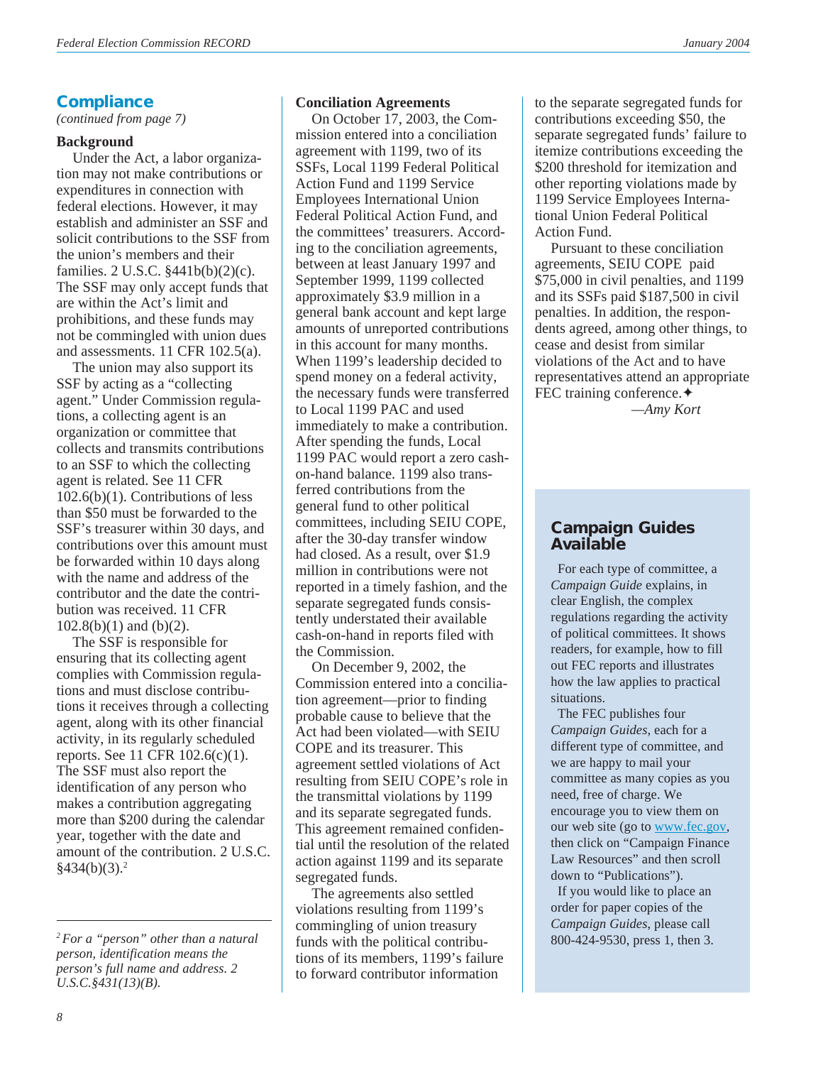## Compliance

*(continued from page 7)*

### Background

Under the Act, a labor organization may not make contributions or expenditures in connection with federal elections. However, it may establish and administer an SSF and solicit contributions to the SSF from the union's members and their families. 2 U.S.C. §441b(b)(2)(c). The SSF may only accept funds that are within the Act's limit and prohibitions, and these funds may not be commingled with union dues and assessments. 11 CFR 102.5(a).

The union may also support its SSF by acting as a "collecting agent." Under Commission regulations, a collecting agent is an organization or committee that collects and transmits contributions to an SSF to which the collecting agent is related. See 11 CFR 102.6(b)(1). Contributions of less than $50 must be forwarded to the SSF's treasurer within 30 days, and contributions over this amount must be forwarded within 10 days along with the name and address of the contributor and the date the contribution was received. 11 CFR 102.8(b)(1) and (b)(2).

The SSF is responsible for ensuring that its collecting agent complies with Commission regulations and must disclose contributions it receives through a collecting agent, along with its other financial activity, in its regularly scheduled reports. See 11 CFR 102.6(c)(1). The SSF must also report the identification of any person who makes a contribution aggregating more than $200 during the calendar year, together with the date and amount of the contribution. 2 U.S.C. §434(b)(3).[2]

### Conciliation Agreements

On October 17, 2003, the Commission entered into a conciliation agreement with 1199, two of its SSFs, Local 1199 Federal Political Action Fund and 1199 Service Employees International Union Federal Political Action Fund, and the committees' treasurers. According to the conciliation agreements, between at least January 1997 and September 1999, 1199 collected approximately $3.9 million in a general bank account and kept large amounts of unreported contributions in this account for many months. When 1199's leadership decided to spend money on a federal activity, the necessary funds were transferred to Local 1199 PAC and used immediately to make a contribution. After spending the funds, Local 1199 PAC would report a zero cash-on-hand balance. 1199 also transferred contributions from the general fund to other political committees, including SEIU COPE, after the 30-day transfer window had closed. As a result, over $1.9 million in contributions were not reported in a timely fashion, and the separate segregated funds consistently understated their available cash-on-hand in reports filed with the Commission.

On December 9, 2002, the Commission entered into a conciliation agreement—prior to finding probable cause to believe that the Act had been violated—with SEIU COPE and its treasurer. This agreement settled violations of Act resulting from SEIU COPE's role in the transmittal violations by 1199 and its separate segregated funds. This agreement remained confidential until the resolution of the related action against 1199 and its separate segregated funds.

The agreements also settled violations resulting from 1199's commingling of union treasury funds with the political contributions of its members, 1199's failure to forward contributor information to the separate segregated funds for contributions exceeding $50, the separate segregated funds' failure to itemize contributions exceeding the $200 threshold for itemization and other reporting violations made by 1199 Service Employees International Union Federal Political Action Fund.

Pursuant to these conciliation agreements, SEIU COPE paid $75,000 in civil penalties, and 1199 and its SSFs paid $187,500 in civil penalties. In addition, the respondents agreed, among other things, to cease and desist from similar violations of the Act and to have representatives attend an appropriate FEC training conference.✦

*—Amy Kort*

---

[2] *For a "person" other than a natural person, identification means the person's full name and address. 2 U.S.C.§431(13)(B).*

---

## Campaign Guides Available

For each type of committee, a *Campaign Guide* explains, in clear English, the complex regulations regarding the activity of political committees. It shows readers, for example, how to fill out FEC reports and illustrates how the law applies to practical situations.

The FEC publishes four *Campaign Guides*, each for a different type of committee, and we are happy to mail your committee as many copies as you need, free of charge. We encourage you to view them on our web site (go to www.fec.gov, then click on "Campaign Finance Law Resources" and then scroll down to "Publications").

If you would like to place an order for paper copies of the *Campaign Guides*, please call 800-424-9530, press 1, then 3.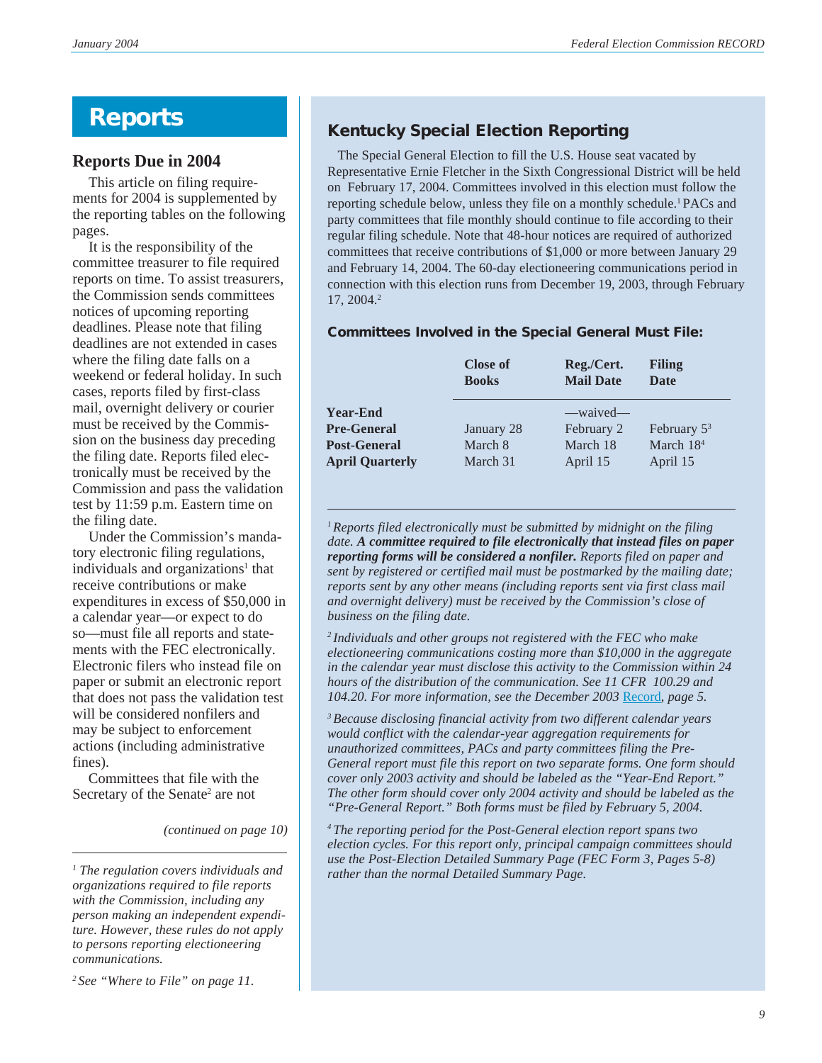# Reports

## Reports Due in 2004

This article on filing requirements for 2004 is supplemented by the reporting tables on the following pages.

It is the responsibility of the committee treasurer to file required reports on time. To assist treasurers, the Commission sends committees notices of upcoming reporting deadlines. Please note that filing deadlines are not extended in cases where the filing date falls on a weekend or federal holiday. In such cases, reports filed by first-class mail, overnight delivery or courier must be received by the Commission on the business day preceding the filing date. Reports filed electronically must be received by the Commission and pass the validation test by 11:59 p.m. Eastern time on the filing date.

Under the Commission's mandatory electronic filing regulations, individuals and organizations[1] that receive contributions or make expenditures in excess of $50,000 in a calendar year—or expect to do so—must file all reports and statements with the FEC electronically. Electronic filers who instead file on paper or submit an electronic report that does not pass the validation test will be considered nonfilers and may be subject to enforcement actions (including administrative fines).

Committees that file with the Secretary of the Senate[2] are not

*(continued on page 10)*

*[1] The regulation covers individuals and organizations required to file reports with the Commission, including any person making an independent expenditure. However, these rules do not apply to persons reporting electioneering communications.*

*[2] See "Where to File" on page 11.*

## Kentucky Special Election Reporting

The Special General Election to fill the U.S. House seat vacated by Representative Ernie Fletcher in the Sixth Congressional District will be held on February 17, 2004. Committees involved in this election must follow the reporting schedule below, unless they file on a monthly schedule.[1] PACs and party committees that file monthly should continue to file according to their regular filing schedule. Note that 48-hour notices are required of authorized committees that receive contributions of $1,000 or more between January 29 and February 14, 2004. The 60-day electioneering communications period in connection with this election runs from December 19, 2003, through February 17, 2004.[2]

### Committees Involved in the Special General Must File:

| | Close of Books | Reg./Cert. Mail Date | Filing Date |
|---|---|---|---|
| **Year-End** | | —waived— | |
| **Pre-General** | January 28 | February 2 | February 5[3] |
| **Post-General** | March 8 | March 18 | March 18[4] |
| **April Quarterly** | March 31 | April 15 | April 15 |

*[1] Reports filed electronically must be submitted by midnight on the filing date.* ***A committee required to file electronically that instead files on paper reporting forms will be considered a nonfiler.*** *Reports filed on paper and sent by registered or certified mail must be postmarked by the mailing date; reports sent by any other means (including reports sent via first class mail and overnight delivery) must be received by the Commission's close of business on the filing date.*

*[2] Individuals and other groups not registered with the FEC who make electioneering communications costing more than $10,000 in the aggregate in the calendar year must disclose this activity to the Commission within 24 hours of the distribution of the communication. See 11 CFR 100.29 and 104.20. For more information, see the December 2003 Record, page 5.*

*[3] Because disclosing financial activity from two different calendar years would conflict with the calendar-year aggregation requirements for unauthorized committees, PACs and party committees filing the Pre-General report must file this report on two separate forms. One form should cover only 2003 activity and should be labeled as the "Year-End Report." The other form should cover only 2004 activity and should be labeled as the "Pre-General Report." Both forms must be filed by February 5, 2004.*

*[4] The reporting period for the Post-General election report spans two election cycles. For this report only, principal campaign committees should use the Post-Election Detailed Summary Page (FEC Form 3, Pages 5-8) rather than the normal Detailed Summary Page.*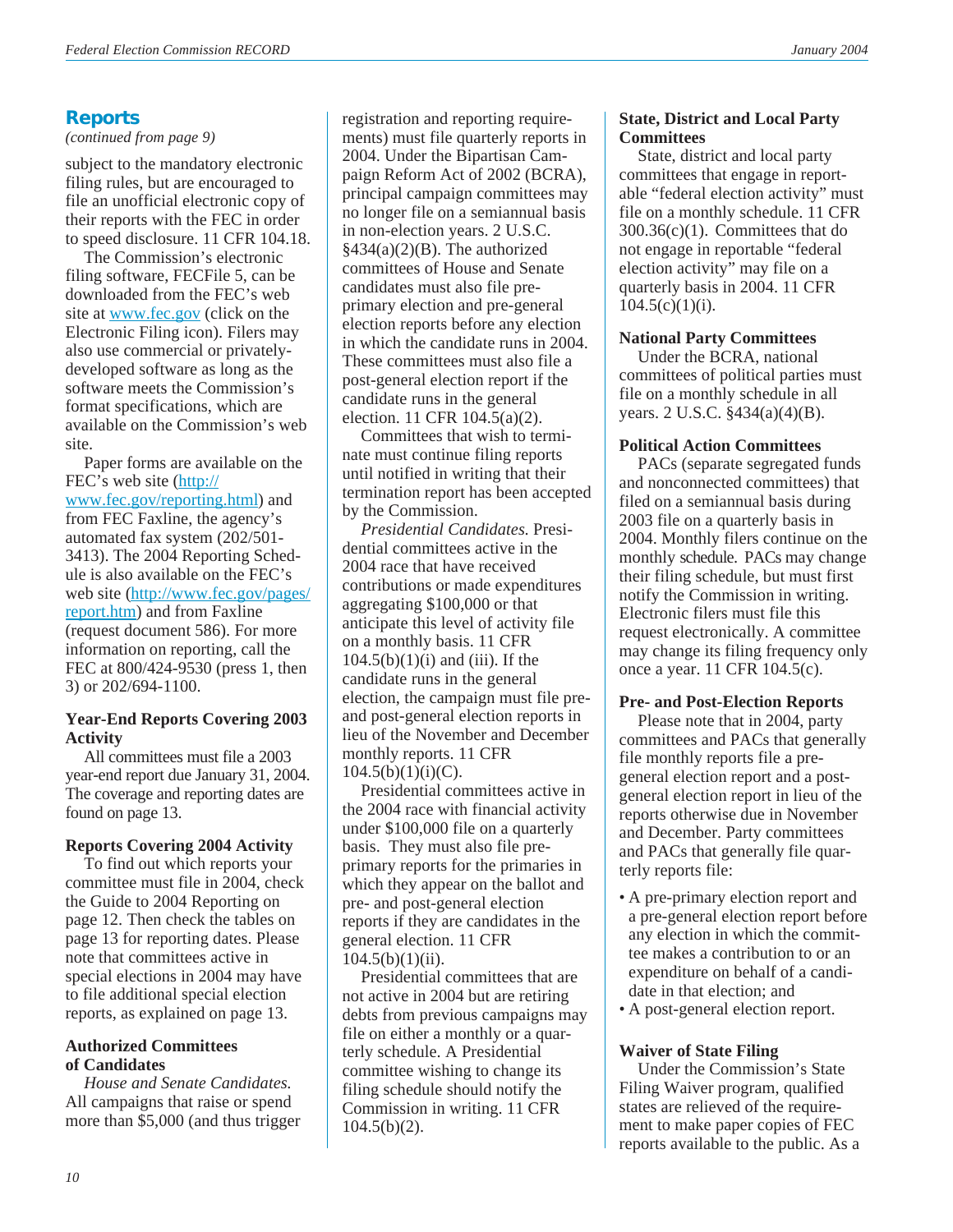## Reports

*(continued from page 9)*

subject to the mandatory electronic filing rules, but are encouraged to file an unofficial electronic copy of their reports with the FEC in order to speed disclosure. 11 CFR 104.18.

The Commission's electronic filing software, FECFile 5, can be downloaded from the FEC's web site at www.fec.gov (click on the Electronic Filing icon). Filers may also use commercial or privately-developed software as long as the software meets the Commission's format specifications, which are available on the Commission's web site.

Paper forms are available on the FEC's web site (http://www.fec.gov/reporting.html) and from FEC Faxline, the agency's automated fax system (202/501-3413). The 2004 Reporting Schedule is also available on the FEC's web site (http://www.fec.gov/pages/report.htm) and from Faxline (request document 586). For more information on reporting, call the FEC at 800/424-9530 (press 1, then 3) or 202/694-1100.

### Year-End Reports Covering 2003 Activity

All committees must file a 2003 year-end report due January 31, 2004. The coverage and reporting dates are found on page 13.

### Reports Covering 2004 Activity

To find out which reports your committee must file in 2004, check the Guide to 2004 Reporting on page 12. Then check the tables on page 13 for reporting dates. Please note that committees active in special elections in 2004 may have to file additional special election reports, as explained on page 13.

### Authorized Committees of Candidates

*House and Senate Candidates.* All campaigns that raise or spend more than $5,000 (and thus trigger registration and reporting requirements) must file quarterly reports in 2004. Under the Bipartisan Campaign Reform Act of 2002 (BCRA), principal campaign committees may no longer file on a semiannual basis in non-election years. 2 U.S.C. §434(a)(2)(B). The authorized committees of House and Senate candidates must also file pre-primary election and pre-general election reports before any election in which the candidate runs in 2004. These committees must also file a post-general election report if the candidate runs in the general election. 11 CFR 104.5(a)(2).

Committees that wish to terminate must continue filing reports until notified in writing that their termination report has been accepted by the Commission.

*Presidential Candidates.* Presidential committees active in the 2004 race that have received contributions or made expenditures aggregating $100,000 or that anticipate this level of activity file on a monthly basis. 11 CFR 104.5(b)(1)(i) and (iii). If the candidate runs in the general election, the campaign must file pre- and post-general election reports in lieu of the November and December monthly reports. 11 CFR 104.5(b)(1)(i)(C).

Presidential committees active in the 2004 race with financial activity under $100,000 file on a quarterly basis. They must also file pre-primary reports for the primaries in which they appear on the ballot and pre- and post-general election reports if they are candidates in the general election. 11 CFR 104.5(b)(1)(ii).

Presidential committees that are not active in 2004 but are retiring debts from previous campaigns may file on either a monthly or a quarterly schedule. A Presidential committee wishing to change its filing schedule should notify the Commission in writing. 11 CFR 104.5(b)(2).

### State, District and Local Party Committees

State, district and local party committees that engage in reportable "federal election activity" must file on a monthly schedule. 11 CFR 300.36(c)(1). Committees that do not engage in reportable "federal election activity" may file on a quarterly basis in 2004. 11 CFR 104.5(c)(1)(i).

### National Party Committees

Under the BCRA, national committees of political parties must file on a monthly schedule in all years. 2 U.S.C. §434(a)(4)(B).

### Political Action Committees

PACs (separate segregated funds and nonconnected committees) that filed on a semiannual basis during 2003 file on a quarterly basis in 2004. Monthly filers continue on the monthly schedule. PACs may change their filing schedule, but must first notify the Commission in writing. Electronic filers must file this request electronically. A committee may change its filing frequency only once a year. 11 CFR 104.5(c).

### Pre- and Post-Election Reports

Please note that in 2004, party committees and PACs that generally file monthly reports file a pre-general election report and a post-general election report in lieu of the reports otherwise due in November and December. Party committees and PACs that generally file quarterly reports file:

- A pre-primary election report and a pre-general election report before any election in which the committee makes a contribution to or an expenditure on behalf of a candidate in that election; and
- A post-general election report.

### Waiver of State Filing

Under the Commission's State Filing Waiver program, qualified states are relieved of the requirement to make paper copies of FEC reports available to the public. As a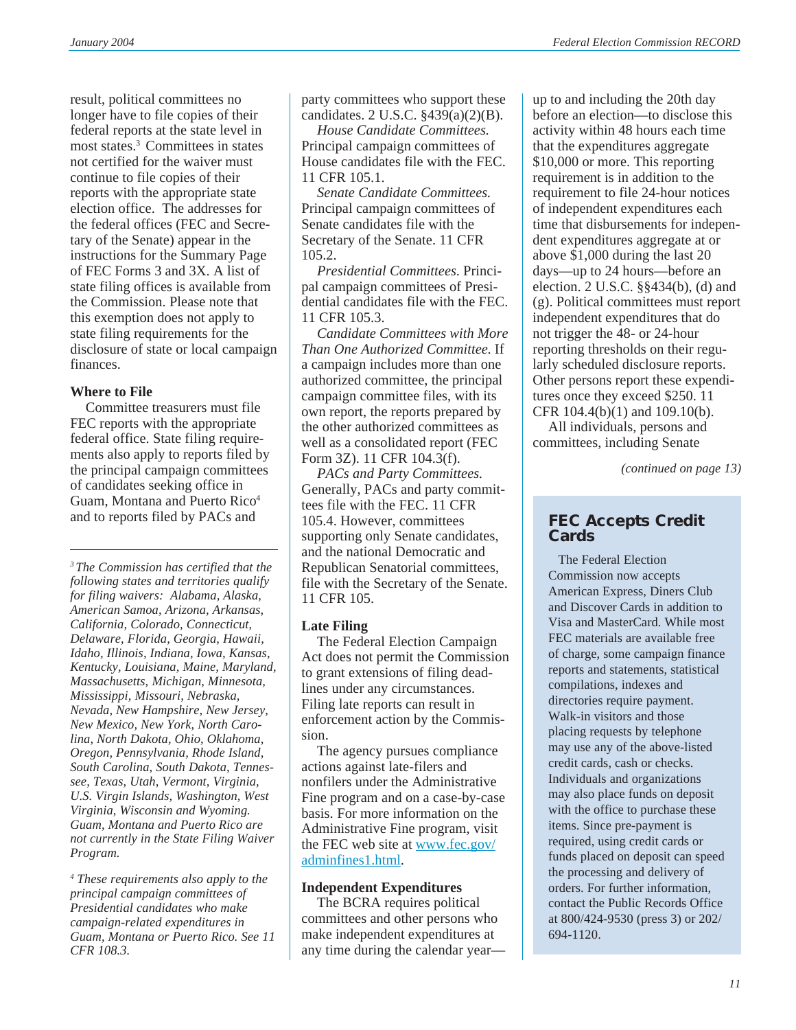result, political committees no longer have to file copies of their federal reports at the state level in most states.[3] Committees in states not certified for the waiver must continue to file copies of their reports with the appropriate state election office. The addresses for the federal offices (FEC and Secretary of the Senate) appear in the instructions for the Summary Page of FEC Forms 3 and 3X. A list of state filing offices is available from the Commission. Please note that this exemption does not apply to state filing requirements for the disclosure of state or local campaign finances.

### Where to File

Committee treasurers must file FEC reports with the appropriate federal office. State filing requirements also apply to reports filed by the principal campaign committees of candidates seeking office in Guam, Montana and Puerto Rico[4] and to reports filed by PACs and party committees who support these candidates. 2 U.S.C. §439(a)(2)(B).

*House Candidate Committees.* Principal campaign committees of House candidates file with the FEC. 11 CFR 105.1.

*Senate Candidate Committees.* Principal campaign committees of Senate candidates file with the Secretary of the Senate. 11 CFR 105.2.

*Presidential Committees.* Principal campaign committees of Presidential candidates file with the FEC. 11 CFR 105.3.

*Candidate Committees with More Than One Authorized Committee.* If a campaign includes more than one authorized committee, the principal campaign committee files, with its own report, the reports prepared by the other authorized committees as well as a consolidated report (FEC Form 3Z). 11 CFR 104.3(f).

*PACs and Party Committees.* Generally, PACs and party committees file with the FEC. 11 CFR 105.4. However, committees supporting only Senate candidates, and the national Democratic and Republican Senatorial committees, file with the Secretary of the Senate. 11 CFR 105.

### Late Filing

The Federal Election Campaign Act does not permit the Commission to grant extensions of filing deadlines under any circumstances. Filing late reports can result in enforcement action by the Commission.

The agency pursues compliance actions against late-filers and nonfilers under the Administrative Fine program and on a case-by-case basis. For more information on the Administrative Fine program, visit the FEC web site at www.fec.gov/adminfines1.html.

### Independent Expenditures

The BCRA requires political committees and other persons who make independent expenditures at any time during the calendar year—up to and including the 20th day before an election—to disclose this activity within 48 hours each time that the expenditures aggregate $10,000 or more. This reporting requirement is in addition to the requirement to file 24-hour notices of independent expenditures each time that disbursements for independent expenditures aggregate at or above $1,000 during the last 20 days—up to 24 hours—before an election. 2 U.S.C. §§434(b), (d) and (g). Political committees must report independent expenditures that do not trigger the 48- or 24-hour reporting thresholds on their regularly scheduled disclosure reports. Other persons report these expenditures once they exceed $250. 11 CFR 104.4(b)(1) and 109.10(b).

All individuals, persons and committees, including Senate

*(continued on page 13)*

---

[3] *The Commission has certified that the following states and territories qualify for filing waivers: Alabama, Alaska, American Samoa, Arizona, Arkansas, California, Colorado, Connecticut, Delaware, Florida, Georgia, Hawaii, Idaho, Illinois, Indiana, Iowa, Kansas, Kentucky, Louisiana, Maine, Maryland, Massachusetts, Michigan, Minnesota, Mississippi, Missouri, Nebraska, Nevada, New Hampshire, New Jersey, New Mexico, New York, North Carolina, North Dakota, Ohio, Oklahoma, Oregon, Pennsylvania, Rhode Island, South Carolina, South Dakota, Tennessee, Texas, Utah, Vermont, Virginia, U.S. Virgin Islands, Washington, West Virginia, Wisconsin and Wyoming. Guam, Montana and Puerto Rico are not currently in the State Filing Waiver Program.*

[4] *These requirements also apply to the principal campaign committees of Presidential candidates who make campaign-related expenditures in Guam, Montana or Puerto Rico. See 11 CFR 108.3.*

---

## FEC Accepts Credit Cards

The Federal Election Commission now accepts American Express, Diners Club and Discover Cards in addition to Visa and MasterCard. While most FEC materials are available free of charge, some campaign finance reports and statements, statistical compilations, indexes and directories require payment. Walk-in visitors and those placing requests by telephone may use any of the above-listed credit cards, cash or checks. Individuals and organizations may also place funds on deposit with the office to purchase these items. Since pre-payment is required, using credit cards or funds placed on deposit can speed the processing and delivery of orders. For further information, contact the Public Records Office at 800/424-9530 (press 3) or 202/694-1120.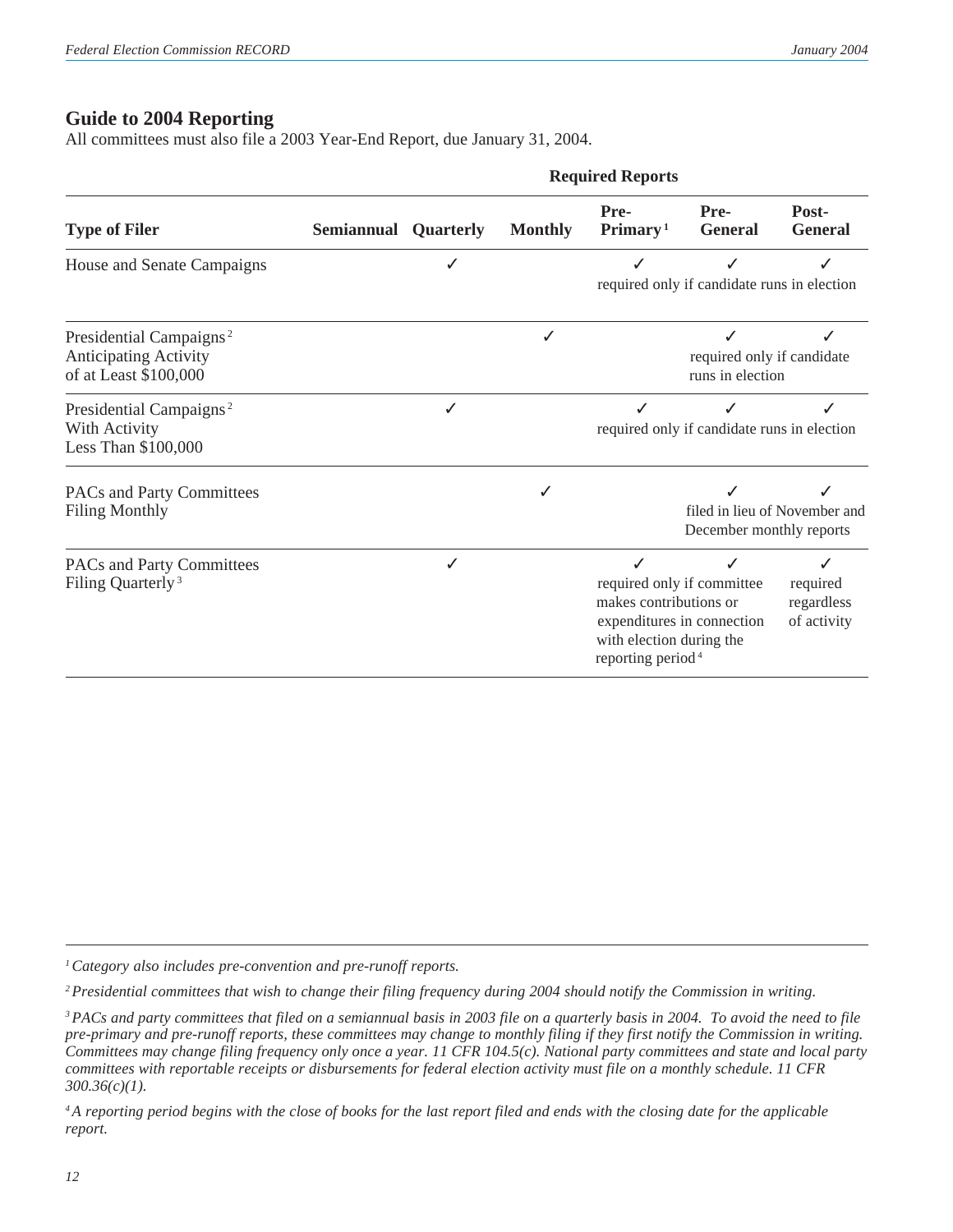## Guide to 2004 Reporting

All committees must also file a 2003 Year-End Report, due January 31, 2004.

| | Required Reports | | | | | |
|---|---|---|---|---|---|---|
| **Type of Filer** | **Semiannual** | **Quarterly** | **Monthly** | **Pre-Primary** [1] | **Pre-General** | **Post-General** |
| House and Senate Campaigns | | ✓ | | ✓ required only if candidate runs in election | ✓ required only if candidate runs in election | ✓ required only if candidate runs in election |
| Presidential Campaigns [2] Anticipating Activity of at Least $100,000 | | | ✓ | | ✓ required only if candidate runs in election | ✓ required only if candidate runs in election |
| Presidential Campaigns [2] With Activity Less Than $100,000 | | ✓ | | ✓ required only if candidate runs in election | ✓ required only if candidate runs in election | ✓ required only if candidate runs in election |
| PACs and Party Committees Filing Monthly | | | ✓ | | ✓ filed in lieu of November and December monthly reports | ✓ filed in lieu of November and December monthly reports |
| PACs and Party Committees Filing Quarterly [3] | | ✓ | | ✓ required only if committee makes contributions or expenditures in connection with election during the reporting period [4] | ✓ required only if committee makes contributions or expenditures in connection with election during the reporting period [4] | ✓ required regardless of activity |

---

[1] *Category also includes pre-convention and pre-runoff reports.*

[2] *Presidential committees that wish to change their filing frequency during 2004 should notify the Commission in writing.*

[3] *PACs and party committees that filed on a semiannual basis in 2003 file on a quarterly basis in 2004. To avoid the need to file pre-primary and pre-runoff reports, these committees may change to monthly filing if they first notify the Commission in writing. Committees may change filing frequency only once a year. 11 CFR 104.5(c). National party committees and state and local party committees with reportable receipts or disbursements for federal election activity must file on a monthly schedule. 11 CFR 300.36(c)(1).*

[4] *A reporting period begins with the close of books for the last report filed and ends with the closing date for the applicable report.*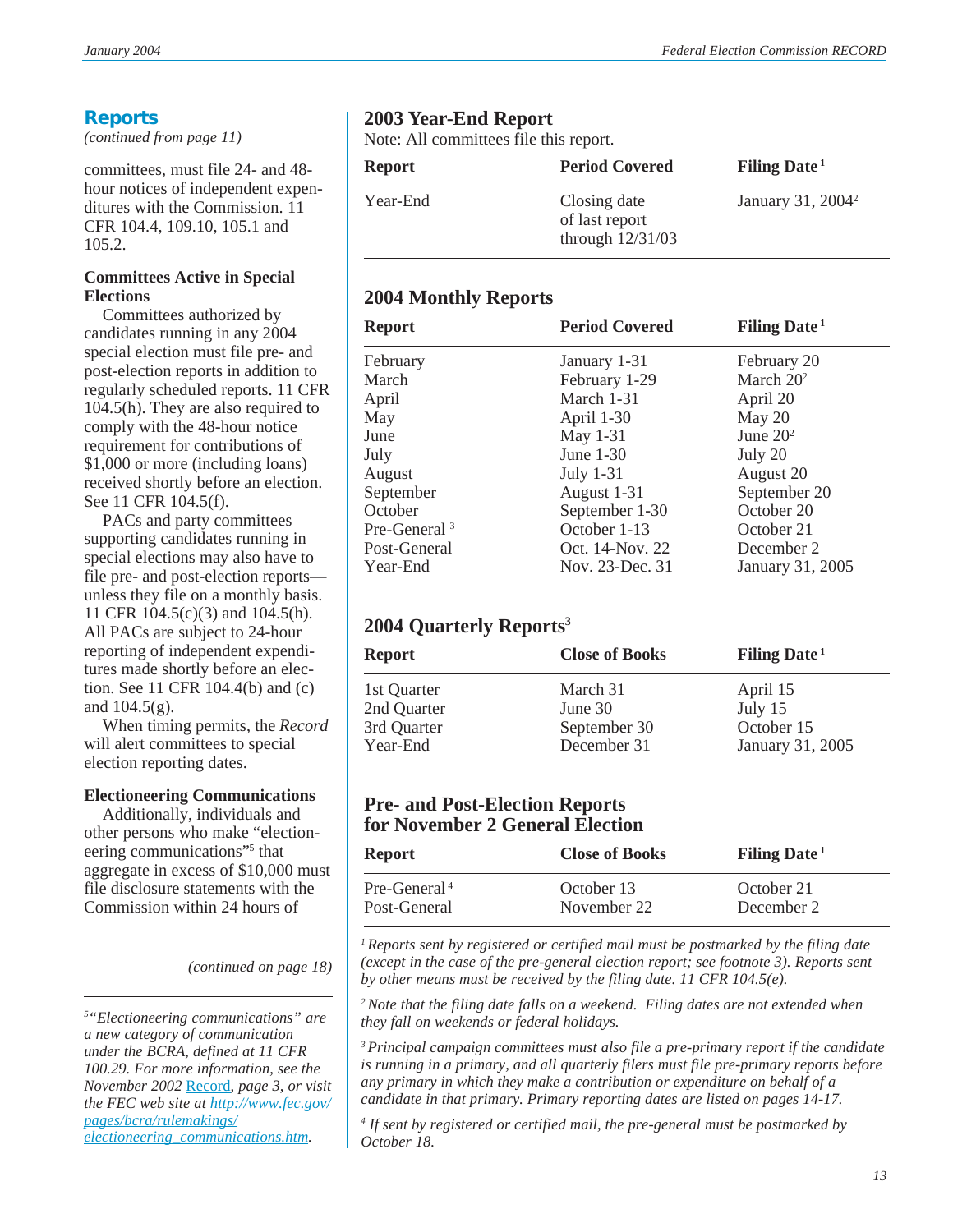## Reports

*(continued from page 11)*

committees, must file 24- and 48-hour notices of independent expenditures with the Commission. 11 CFR 104.4, 109.10, 105.1 and 105.2.

**Committees Active in Special Elections**

Committees authorized by candidates running in any 2004 special election must file pre- and post-election reports in addition to regularly scheduled reports. 11 CFR 104.5(h). They are also required to comply with the 48-hour notice requirement for contributions of $1,000 or more (including loans) received shortly before an election. See 11 CFR 104.5(f).

PACs and party committees supporting candidates running in special elections may also have to file pre- and post-election reports—unless they file on a monthly basis. 11 CFR 104.5(c)(3) and 104.5(h). All PACs are subject to 24-hour reporting of independent expenditures made shortly before an election. See 11 CFR 104.4(b) and (c) and 104.5(g).

When timing permits, the *Record* will alert committees to special election reporting dates.

**Electioneering Communications**

Additionally, individuals and other persons who make "electioneering communications"[5] that aggregate in excess of $10,000 must file disclosure statements with the Commission within 24 hours of

*(continued on page 18)*

[5] *"Electioneering communications" are a new category of communication under the BCRA, defined at 11 CFR 100.29. For more information, see the November 2002* Record*, page 3, or visit the FEC web site at http://www.fec.gov/pages/bcra/rulemakings/electioneering_communications.htm.*

### 2003 Year-End Report

Note: All committees file this report.

| Report | Period Covered | Filing Date[1] |
|---|---|---|
| Year-End | Closing date of last report through 12/31/03 | January 31, 2004[2] |

### 2004 Monthly Reports

| Report | Period Covered | Filing Date[1] |
|---|---|---|
| February | January 1-31 | February 20 |
| March | February 1-29 | March 20[2] |
| April | March 1-31 | April 20 |
| May | April 1-30 | May 20 |
| June | May 1-31 | June 20[2] |
| July | June 1-30 | July 20 |
| August | July 1-31 | August 20 |
| September | August 1-31 | September 20 |
| October | September 1-30 | October 20 |
| Pre-General[3] | October 1-13 | October 21 |
| Post-General | Oct. 14-Nov. 22 | December 2 |
| Year-End | Nov. 23-Dec. 31 | January 31, 2005 |

### 2004 Quarterly Reports[3]

| Report | Close of Books | Filing Date[1] |
|---|---|---|
| 1st Quarter | March 31 | April 15 |
| 2nd Quarter | June 30 | July 15 |
| 3rd Quarter | September 30 | October 15 |
| Year-End | December 31 | January 31, 2005 |

### Pre- and Post-Election Reports for November 2 General Election

| Report | Close of Books | Filing Date[1] |
|---|---|---|
| Pre-General[4] | October 13 | October 21 |
| Post-General | November 22 | December 2 |

[1] *Reports sent by registered or certified mail must be postmarked by the filing date (except in the case of the pre-general election report; see footnote 3). Reports sent by other means must be received by the filing date. 11 CFR 104.5(e).*

[2] *Note that the filing date falls on a weekend. Filing dates are not extended when they fall on weekends or federal holidays.*

[3] *Principal campaign committees must also file a pre-primary report if the candidate is running in a primary, and all quarterly filers must file pre-primary reports before any primary in which they make a contribution or expenditure on behalf of a candidate in that primary. Primary reporting dates are listed on pages 14-17.*

[4] *If sent by registered or certified mail, the pre-general must be postmarked by October 18.*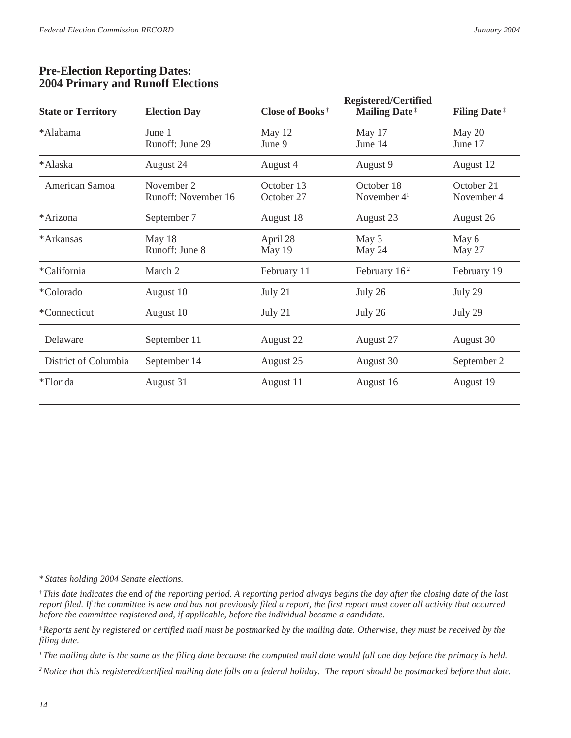## Pre-Election Reporting Dates: 2004 Primary and Runoff Elections

| State or Territory | Election Day | Close of Books † | Registered/Certified Mailing Date ‡ | Filing Date ‡ |
|---|---|---|---|---|
| *Alabama | June 1<br>Runoff: June 29 | May 12<br>June 9 | May 17<br>June 14 | May 20<br>June 17 |
| *Alaska | August 24 | August 4 | August 9 | August 12 |
| American Samoa | November 2<br>Runoff: November 16 | October 13<br>October 27 | October 18<br>November 4[1] | October 21<br>November 4 |
| *Arizona | September 7 | August 18 | August 23 | August 26 |
| *Arkansas | May 18<br>Runoff: June 8 | April 28<br>May 19 | May 3<br>May 24 | May 6<br>May 27 |
| *California | March 2 | February 11 | February 16[2] | February 19 |
| *Colorado | August 10 | July 21 | July 26 | July 29 |
| *Connecticut | August 10 | July 21 | July 26 | July 29 |
| Delaware | September 11 | August 22 | August 27 | August 30 |
| District of Columbia | September 14 | August 25 | August 30 | September 2 |
| *Florida | August 31 | August 11 | August 16 | August 19 |

\* *States holding 2004 Senate elections.*

† *This date indicates the* end *of the reporting period. A reporting period always begins the day after the closing date of the last report filed. If the committee is new and has not previously filed a report, the first report must cover all activity that occurred before the committee registered and, if applicable, before the individual became a candidate.*

‡ *Reports sent by registered or certified mail must be postmarked by the mailing date. Otherwise, they must be received by the filing date.*

[1] *The mailing date is the same as the filing date because the computed mail date would fall one day before the primary is held.*

[2] *Notice that this registered/certified mailing date falls on a federal holiday. The report should be postmarked before that date.*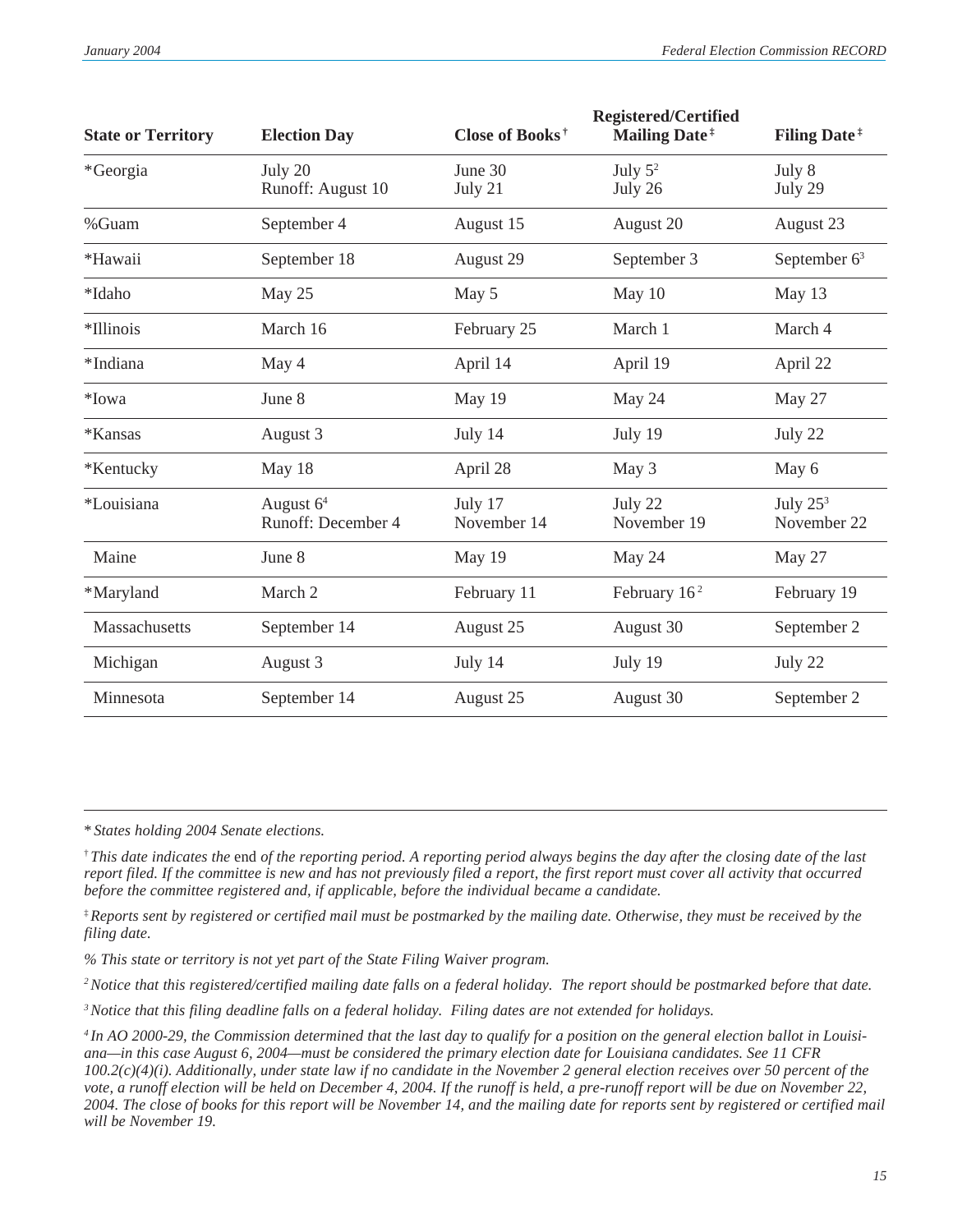| State or Territory | Election Day | Close of Books[†] | Registered/Certified Mailing Date[‡] | Filing Date[‡] |
|---|---|---|---|---|
| *Georgia | July 20<br>Runoff: August 10 | June 30<br>July 21 | July 5[2]<br>July 26 | July 8<br>July 29 |
| %Guam | September 4 | August 15 | August 20 | August 23 |
| *Hawaii | September 18 | August 29 | September 3 | September 6[3] |
| *Idaho | May 25 | May 5 | May 10 | May 13 |
| *Illinois | March 16 | February 25 | March 1 | March 4 |
| *Indiana | May 4 | April 14 | April 19 | April 22 |
| *Iowa | June 8 | May 19 | May 24 | May 27 |
| *Kansas | August 3 | July 14 | July 19 | July 22 |
| *Kentucky | May 18 | April 28 | May 3 | May 6 |
| *Louisiana | August 6[4]<br>Runoff: December 4 | July 17<br>November 14 | July 22<br>November 19 | July 25[3]<br>November 22 |
| Maine | June 8 | May 19 | May 24 | May 27 |
| *Maryland | March 2 | February 11 | February 16[2] | February 19 |
| Massachusetts | September 14 | August 25 | August 30 | September 2 |
| Michigan | August 3 | July 14 | July 19 | July 22 |
| Minnesota | September 14 | August 25 | August 30 | September 2 |

*\* States holding 2004 Senate elections.*

[†] *This date indicates the* end *of the reporting period. A reporting period always begins the day after the closing date of the last report filed. If the committee is new and has not previously filed a report, the first report must cover all activity that occurred before the committee registered and, if applicable, before the individual became a candidate.*

[‡] *Reports sent by registered or certified mail must be postmarked by the mailing date. Otherwise, they must be received by the filing date.*

*% This state or territory is not yet part of the State Filing Waiver program.*

[2] *Notice that this registered/certified mailing date falls on a federal holiday. The report should be postmarked before that date.*

[3] *Notice that this filing deadline falls on a federal holiday. Filing dates are not extended for holidays.*

[4] *In AO 2000-29, the Commission determined that the last day to qualify for a position on the general election ballot in Louisiana—in this case August 6, 2004—must be considered the primary election date for Louisiana candidates. See 11 CFR 100.2(c)(4)(i). Additionally, under state law if no candidate in the November 2 general election receives over 50 percent of the vote, a runoff election will be held on December 4, 2004. If the runoff is held, a pre-runoff report will be due on November 22, 2004. The close of books for this report will be November 14, and the mailing date for reports sent by registered or certified mail will be November 19.*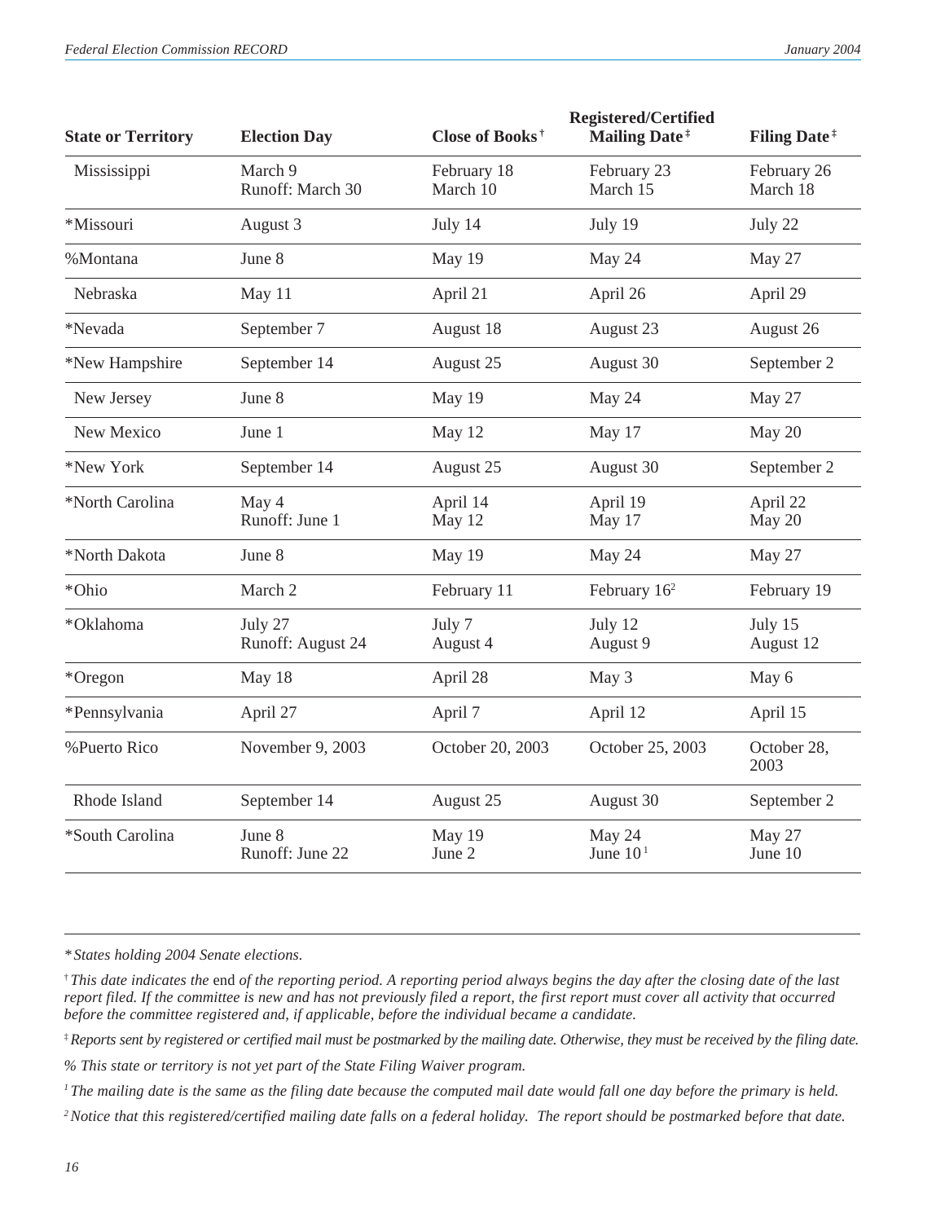| State or Territory | Election Day | Close of Books† | Registered/Certified Mailing Date‡ | Filing Date‡ |
|---|---|---|---|---|
| Mississippi | March 9<br>Runoff: March 30 | February 18<br>March 10 | February 23<br>March 15 | February 26<br>March 18 |
| *Missouri | August 3 | July 14 | July 19 | July 22 |
| %Montana | June 8 | May 19 | May 24 | May 27 |
| Nebraska | May 11 | April 21 | April 26 | April 29 |
| *Nevada | September 7 | August 18 | August 23 | August 26 |
| *New Hampshire | September 14 | August 25 | August 30 | September 2 |
| New Jersey | June 8 | May 19 | May 24 | May 27 |
| New Mexico | June 1 | May 12 | May 17 | May 20 |
| *New York | September 14 | August 25 | August 30 | September 2 |
| *North Carolina | May 4<br>Runoff: June 1 | April 14<br>May 12 | April 19<br>May 17 | April 22<br>May 20 |
| *North Dakota | June 8 | May 19 | May 24 | May 27 |
| *Ohio | March 2 | February 11 | February 16[2] | February 19 |
| *Oklahoma | July 27<br>Runoff: August 24 | July 7<br>August 4 | July 12<br>August 9 | July 15<br>August 12 |
| *Oregon | May 18 | April 28 | May 3 | May 6 |
| *Pennsylvania | April 27 | April 7 | April 12 | April 15 |
| %Puerto Rico | November 9, 2003 | October 20, 2003 | October 25, 2003 | October 28, 2003 |
| Rhode Island | September 14 | August 25 | August 30 | September 2 |
| *South Carolina | June 8<br>Runoff: June 22 | May 19<br>June 2 | May 24<br>June 10[1] | May 27<br>June 10 |

*\* States holding 2004 Senate elections.*

*† This date indicates the* end *of the reporting period. A reporting period always begins the day after the closing date of the last report filed. If the committee is new and has not previously filed a report, the first report must cover all activity that occurred before the committee registered and, if applicable, before the individual became a candidate.*

*‡ Reports sent by registered or certified mail must be postmarked by the mailing date. Otherwise, they must be received by the filing date.*

*% This state or territory is not yet part of the State Filing Waiver program.*

*[1] The mailing date is the same as the filing date because the computed mail date would fall one day before the primary is held.*

*[2] Notice that this registered/certified mailing date falls on a federal holiday. The report should be postmarked before that date.*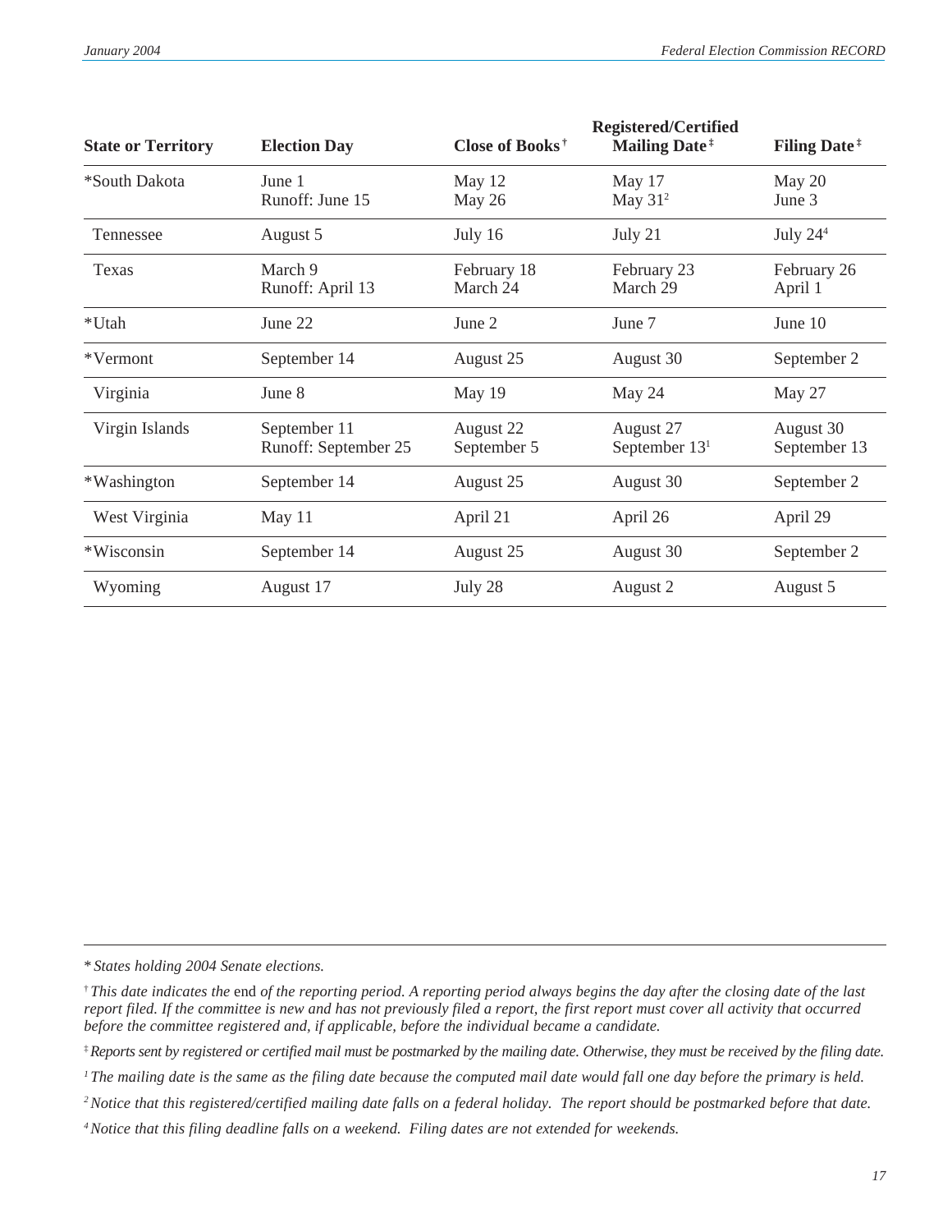| State or Territory | Election Day | Close of Books† | Registered/Certified Mailing Date‡ | Filing Date‡ |
|---|---|---|---|---|
| *South Dakota | June 1<br>Runoff: June 15 | May 12<br>May 26 | May 17<br>May 31[2] | May 20<br>June 3 |
| Tennessee | August 5 | July 16 | July 21 | July 24[4] |
| Texas | March 9<br>Runoff: April 13 | February 18<br>March 24 | February 23<br>March 29 | February 26<br>April 1 |
| *Utah | June 22 | June 2 | June 7 | June 10 |
| *Vermont | September 14 | August 25 | August 30 | September 2 |
| Virginia | June 8 | May 19 | May 24 | May 27 |
| Virgin Islands | September 11<br>Runoff: September 25 | August 22<br>September 5 | August 27<br>September 13[1] | August 30<br>September 13 |
| *Washington | September 14 | August 25 | August 30 | September 2 |
| West Virginia | May 11 | April 21 | April 26 | April 29 |
| *Wisconsin | September 14 | August 25 | August 30 | September 2 |
| Wyoming | August 17 | July 28 | August 2 | August 5 |

*\* States holding 2004 Senate elections.*

† *This date indicates the* end *of the reporting period. A reporting period always begins the day after the closing date of the last report filed. If the committee is new and has not previously filed a report, the first report must cover all activity that occurred before the committee registered and, if applicable, before the individual became a candidate.*

‡ *Reports sent by registered or certified mail must be postmarked by the mailing date. Otherwise, they must be received by the filing date.*

[1] *The mailing date is the same as the filing date because the computed mail date would fall one day before the primary is held.*

[2] *Notice that this registered/certified mailing date falls on a federal holiday. The report should be postmarked before that date.*

[4] *Notice that this filing deadline falls on a weekend. Filing dates are not extended for weekends.*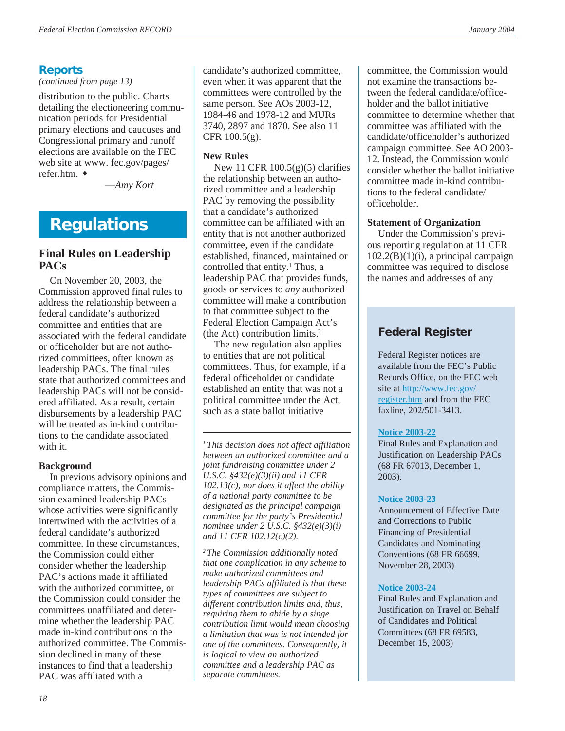## Reports

*(continued from page 13)*

distribution to the public. Charts detailing the electioneering communication periods for Presidential primary elections and caucuses and Congressional primary and runoff elections are available on the FEC web site at www. fec.gov/pages/ refer.htm. ✦

—*Amy Kort*

# Regulations

## Final Rules on Leadership PACs

On November 20, 2003, the Commission approved final rules to address the relationship between a federal candidate's authorized committee and entities that are associated with the federal candidate or officeholder but are not authorized committees, often known as leadership PACs. The final rules state that authorized committees and leadership PACs will not be considered affiliated. As a result, certain disbursements by a leadership PAC will be treated as in-kind contributions to the candidate associated with it.

### Background

In previous advisory opinions and compliance matters, the Commission examined leadership PACs whose activities were significantly intertwined with the activities of a federal candidate's authorized committee. In these circumstances, the Commission could either consider whether the leadership PAC's actions made it affiliated with the authorized committee, or the Commission could consider the committees unaffiliated and determine whether the leadership PAC made in-kind contributions to the authorized committee. The Commission declined in many of these instances to find that a leadership PAC was affiliated with a candidate's authorized committee, even when it was apparent that the committees were controlled by the same person. See AOs 2003-12, 1984-46 and 1978-12 and MURs 3740, 2897 and 1870. See also 11 CFR 100.5(g).

### New Rules

New 11 CFR 100.5(g)(5) clarifies the relationship between an authorized committee and a leadership PAC by removing the possibility that a candidate's authorized committee can be affiliated with an entity that is not another authorized committee, even if the candidate established, financed, maintained or controlled that entity.[1] Thus, a leadership PAC that provides funds, goods or services to *any* authorized committee will make a contribution to that committee subject to the Federal Election Campaign Act's (the Act) contribution limits.[2]

The new regulation also applies to entities that are not political committees. Thus, for example, if a federal officeholder or candidate established an entity that was not a political committee under the Act, such as a state ballot initiative committee, the Commission would not examine the transactions between the federal candidate/officeholder and the ballot initiative committee to determine whether that committee was affiliated with the candidate/officeholder's authorized campaign committee. See AO 2003-12. Instead, the Commission would consider whether the ballot initiative committee made in-kind contributions to the federal candidate/officeholder.

### Statement of Organization

Under the Commission's previous reporting regulation at 11 CFR 102.2(B)(1)(i), a principal campaign committee was required to disclose the names and addresses of any

---

[1] *This decision does not affect affiliation between an authorized committee and a joint fundraising committee under 2 U.S.C. §432(e)(3)(ii) and 11 CFR 102.13(c), nor does it affect the ability of a national party committee to be designated as the principal campaign committee for the party's Presidential nominee under 2 U.S.C. §432(e)(3)(i) and 11 CFR 102.12(c)(2).*

[2] *The Commission additionally noted that one complication in any scheme to make authorized committees and leadership PACs affiliated is that these types of committees are subject to different contribution limits and, thus, requiring them to abide by a singe contribution limit would mean choosing a limitation that is not intended for one of the committees. Consequently, it is logical to view an authorized committee and a leadership PAC as separate committees.*

---

## Federal Register

Federal Register notices are available from the FEC's Public Records Office, on the FEC web site at http://www.fec.gov/register.htm and from the FEC faxline, 202/501-3413.

**Notice 2003-22**
Final Rules and Explanation and Justification on Leadership PACs (68 FR 67013, December 1, 2003).

**Notice 2003-23**
Announcement of Effective Date and Corrections to Public Financing of Presidential Candidates and Nominating Conventions (68 FR 66699, November 28, 2003)

**Notice 2003-24**
Final Rules and Explanation and Justification on Travel on Behalf of Candidates and Political Committees (68 FR 69583, December 15, 2003)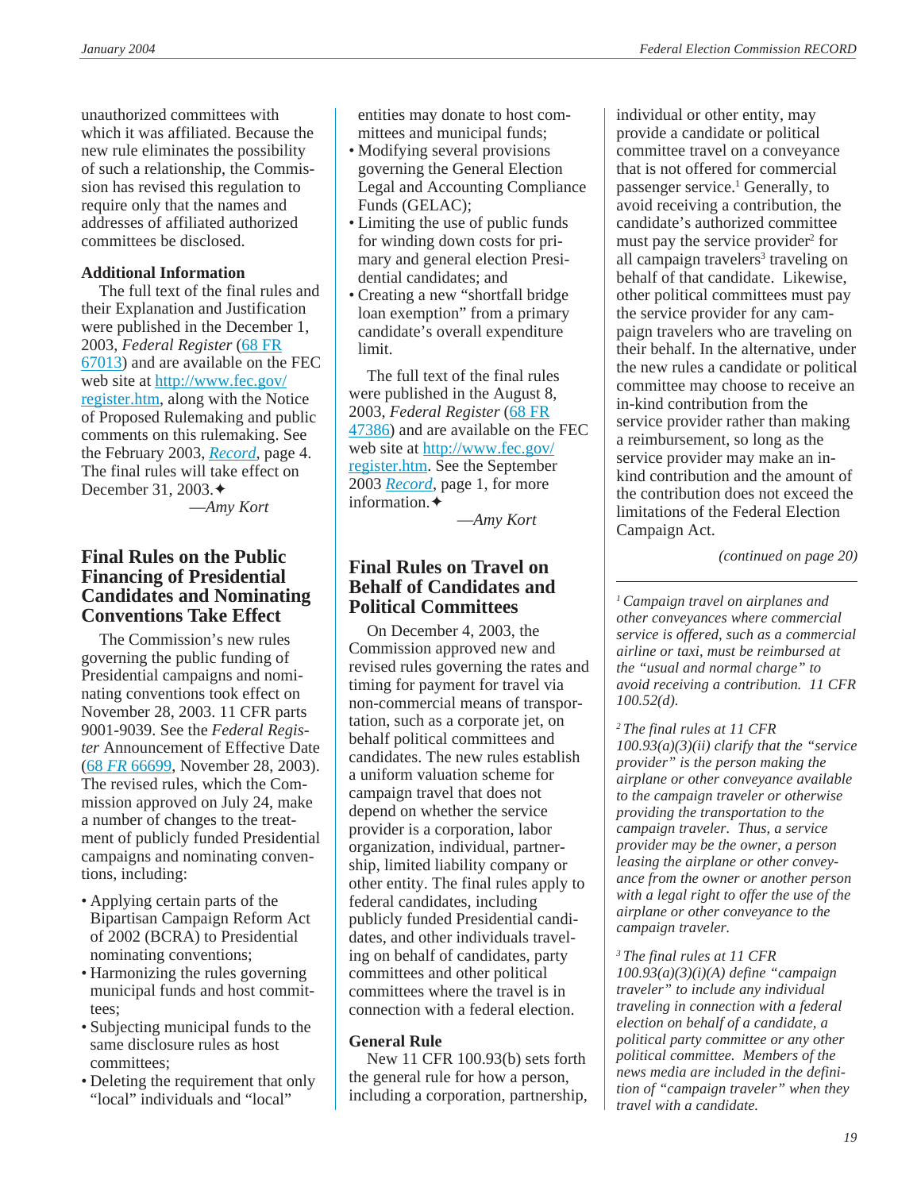unauthorized committees with which it was affiliated. Because the new rule eliminates the possibility of such a relationship, the Commission has revised this regulation to require only that the names and addresses of affiliated authorized committees be disclosed.

### Additional Information

The full text of the final rules and their Explanation and Justification were published in the December 1, 2003, *Federal Register* (68 FR 67013) and are available on the FEC web site at http://www.fec.gov/register.htm, along with the Notice of Proposed Rulemaking and public comments on this rulemaking. See the February 2003, *Record*, page 4. The final rules will take effect on December 31, 2003.✦

—*Amy Kort*

## Final Rules on the Public Financing of Presidential Candidates and Nominating Conventions Take Effect

The Commission's new rules governing the public funding of Presidential campaigns and nominating conventions took effect on November 28, 2003. 11 CFR parts 9001-9039. See the *Federal Register* Announcement of Effective Date (68 *FR* 66699, November 28, 2003). The revised rules, which the Commission approved on July 24, make a number of changes to the treatment of publicly funded Presidential campaigns and nominating conventions, including:

- Applying certain parts of the Bipartisan Campaign Reform Act of 2002 (BCRA) to Presidential nominating conventions;
- Harmonizing the rules governing municipal funds and host committees;
- Subjecting municipal funds to the same disclosure rules as host committees;
- Deleting the requirement that only "local" individuals and "local" entities may donate to host committees and municipal funds;
- Modifying several provisions governing the General Election Legal and Accounting Compliance Funds (GELAC);
- Limiting the use of public funds for winding down costs for primary and general election Presidential candidates; and
- Creating a new "shortfall bridge loan exemption" from a primary candidate's overall expenditure limit.

The full text of the final rules were published in the August 8, 2003, *Federal Register* (68 FR 47386) and are available on the FEC web site at http://www.fec.gov/register.htm. See the September 2003 *Record*, page 1, for more information.✦

—*Amy Kort*

## Final Rules on Travel on Behalf of Candidates and Political Committees

On December 4, 2003, the Commission approved new and revised rules governing the rates and timing for payment for travel via non-commercial means of transportation, such as a corporate jet, on behalf political committees and candidates. The new rules establish a uniform valuation scheme for campaign travel that does not depend on whether the service provider is a corporation, labor organization, individual, partnership, limited liability company or other entity. The final rules apply to federal candidates, including publicly funded Presidential candidates, and other individuals traveling on behalf of candidates, party committees and other political committees where the travel is in connection with a federal election.

### General Rule

New 11 CFR 100.93(b) sets forth the general rule for how a person, including a corporation, partnership, individual or other entity, may provide a candidate or political committee travel on a conveyance that is not offered for commercial passenger service.[1] Generally, to avoid receiving a contribution, the candidate's authorized committee must pay the service provider[2] for all campaign travelers[3] traveling on behalf of that candidate. Likewise, other political committees must pay the service provider for any campaign travelers who are traveling on their behalf. In the alternative, under the new rules a candidate or political committee may choose to receive an in-kind contribution from the service provider rather than making a reimbursement, so long as the service provider may make an in-kind contribution and the amount of the contribution does not exceed the limitations of the Federal Election Campaign Act.

*(continued on page 20)*

---

*[1] Campaign travel on airplanes and other conveyances where commercial service is offered, such as a commercial airline or taxi, must be reimbursed at the "usual and normal charge" to avoid receiving a contribution. 11 CFR 100.52(d).*

*[2] The final rules at 11 CFR 100.93(a)(3)(ii) clarify that the "service provider" is the person making the airplane or other conveyance available to the campaign traveler or otherwise providing the transportation to the campaign traveler. Thus, a service provider may be the owner, a person leasing the airplane or other conveyance from the owner or another person with a legal right to offer the use of the airplane or other conveyance to the campaign traveler.*

*[3] The final rules at 11 CFR 100.93(a)(3)(i)(A) define "campaign traveler" to include any individual traveling in connection with a federal election on behalf of a candidate, a political party committee or any other political committee. Members of the news media are included in the definition of "campaign traveler" when they travel with a candidate.*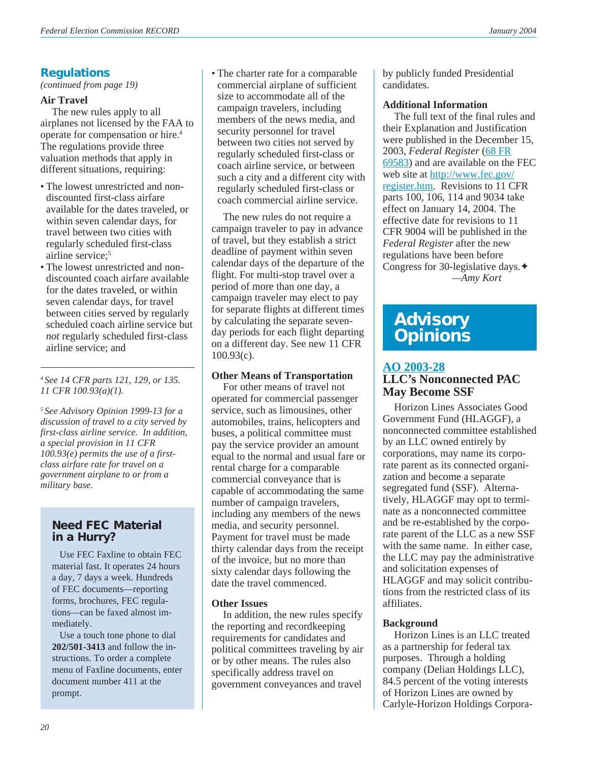## Regulations

*(continued from page 19)*

### Air Travel

The new rules apply to all airplanes not licensed by the FAA to operate for compensation or hire.[4] The regulations provide three valuation methods that apply in different situations, requiring:

- The lowest unrestricted and non-discounted first-class airfare available for the dates traveled, or within seven calendar days, for travel between two cities with regularly scheduled first-class airline service;[5]
- The lowest unrestricted and non-discounted coach airfare available for the dates traveled, or within seven calendar days, for travel between cities served by regularly scheduled coach airline service but *not* regularly scheduled first-class airline service; and
- The charter rate for a comparable commercial airplane of sufficient size to accommodate all of the campaign travelers, including members of the news media, and security personnel for travel between two cities not served by regularly scheduled first-class or coach airline service, or between such a city and a different city with regularly scheduled first-class or coach commercial airline service.

The new rules do not require a campaign traveler to pay in advance of travel, but they establish a strict deadline of payment within seven calendar days of the departure of the flight. For multi-stop travel over a period of more than one day, a campaign traveler may elect to pay for separate flights at different times by calculating the separate seven-day periods for each flight departing on a different day. See new 11 CFR 100.93(c).

### Other Means of Transportation

For other means of travel not operated for commercial passenger service, such as limousines, other automobiles, trains, helicopters and buses, a political committee must pay the service provider an amount equal to the normal and usual fare or rental charge for a comparable commercial conveyance that is capable of accommodating the same number of campaign travelers, including any members of the news media, and security personnel. Payment for travel must be made thirty calendar days from the receipt of the invoice, but no more than sixty calendar days following the date the travel commenced.

### Other Issues

In addition, the new rules specify the reporting and recordkeeping requirements for candidates and political committees traveling by air or by other means. The rules also specifically address travel on government conveyances and travel by publicly funded Presidential candidates.

### Additional Information

The full text of the final rules and their Explanation and Justification were published in the December 15, 2003, *Federal Register* (68 FR 69583) and are available on the FEC web site at http://www.fec.gov/register.htm. Revisions to 11 CFR parts 100, 106, 114 and 9034 take effect on January 14, 2004. The effective date for revisions to 11 CFR 9004 will be published in the *Federal Register* after the new regulations have been before Congress for 30-legislative days.✦

—*Amy Kort*

---

[4] *See 14 CFR parts 121, 129, or 135. 11 CFR 100.93(a)(1).*

[5] *See Advisory Opinion 1999-13 for a discussion of travel to a city served by first-class airline service. In addition, a special provision in 11 CFR 100.93(e) permits the use of a first-class airfare rate for travel on a government airplane to or from a military base.*

---

### Need FEC Material in a Hurry?

Use FEC Faxline to obtain FEC material fast. It operates 24 hours a day, 7 days a week. Hundreds of FEC documents—reporting forms, brochures, FEC regulations—can be faxed almost immediately.

Use a touch tone phone to dial **202/501-3413** and follow the instructions. To order a complete menu of Faxline documents, enter document number 411 at the prompt.

---

## Advisory Opinions

### AO 2003-28
### LLC's Nonconnected PAC May Become SSF

Horizon Lines Associates Good Government Fund (HLAGGF), a nonconnected committee established by an LLC owned entirely by corporations, may name its corporate parent as its connected organization and become a separate segregated fund (SSF). Alternatively, HLAGGF may opt to terminate as a nonconnected committee and be re-established by the corporate parent of the LLC as a new SSF with the same name. In either case, the LLC may pay the administrative and solicitation expenses of HLAGGF and may solicit contributions from the restricted class of its affiliates.

### Background

Horizon Lines is an LLC treated as a partnership for federal tax purposes. Through a holding company (Delian Holdings LLC), 84.5 percent of the voting interests of Horizon Lines are owned by Carlyle-Horizon Holdings Corpora-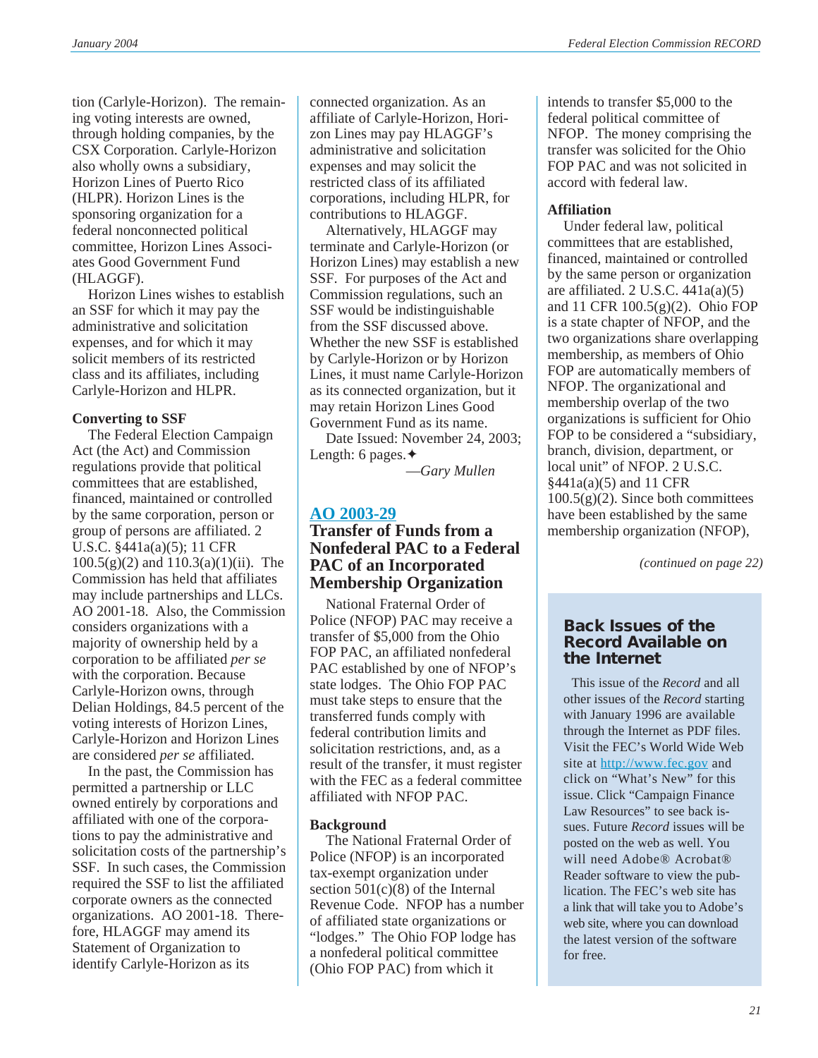tion (Carlyle-Horizon). The remaining voting interests are owned, through holding companies, by the CSX Corporation. Carlyle-Horizon also wholly owns a subsidiary, Horizon Lines of Puerto Rico (HLPR). Horizon Lines is the sponsoring organization for a federal nonconnected political committee, Horizon Lines Associates Good Government Fund (HLAGGF).

Horizon Lines wishes to establish an SSF for which it may pay the administrative and solicitation expenses, and for which it may solicit members of its restricted class and its affiliates, including Carlyle-Horizon and HLPR.

**Converting to SSF**

The Federal Election Campaign Act (the Act) and Commission regulations provide that political committees that are established, financed, maintained or controlled by the same corporation, person or group of persons are affiliated. 2 U.S.C. §441a(a)(5); 11 CFR 100.5(g)(2) and 110.3(a)(1)(ii). The Commission has held that affiliates may include partnerships and LLCs. AO 2001-18. Also, the Commission considers organizations with a majority of ownership held by a corporation to be affiliated *per se* with the corporation. Because Carlyle-Horizon owns, through Delian Holdings, 84.5 percent of the voting interests of Horizon Lines, Carlyle-Horizon and Horizon Lines are considered *per se* affiliated.

In the past, the Commission has permitted a partnership or LLC owned entirely by corporations and affiliated with one of the corporations to pay the administrative and solicitation costs of the partnership's SSF. In such cases, the Commission required the SSF to list the affiliated corporate owners as the connected organizations. AO 2001-18. Therefore, HLAGGF may amend its Statement of Organization to identify Carlyle-Horizon as its connected organization. As an affiliate of Carlyle-Horizon, Horizon Lines may pay HLAGGF's administrative and solicitation expenses and may solicit the restricted class of its affiliated corporations, including HLPR, for contributions to HLAGGF.

Alternatively, HLAGGF may terminate and Carlyle-Horizon (or Horizon Lines) may establish a new SSF. For purposes of the Act and Commission regulations, such an SSF would be indistinguishable from the SSF discussed above. Whether the new SSF is established by Carlyle-Horizon or by Horizon Lines, it must name Carlyle-Horizon as its connected organization, but it may retain Horizon Lines Good Government Fund as its name.

Date Issued: November 24, 2003; Length: 6 pages.✦

—*Gary Mullen*

## AO 2003-29

## Transfer of Funds from a Nonfederal PAC to a Federal PAC of an Incorporated Membership Organization

National Fraternal Order of Police (NFOP) PAC may receive a transfer of $5,000 from the Ohio FOP PAC, an affiliated nonfederal PAC established by one of NFOP's state lodges. The Ohio FOP PAC must take steps to ensure that the transferred funds comply with federal contribution limits and solicitation restrictions, and, as a result of the transfer, it must register with the FEC as a federal committee affiliated with NFOP PAC.

**Background**

The National Fraternal Order of Police (NFOP) is an incorporated tax-exempt organization under section 501(c)(8) of the Internal Revenue Code. NFOP has a number of affiliated state organizations or "lodges." The Ohio FOP lodge has a nonfederal political committee (Ohio FOP PAC) from which it intends to transfer $5,000 to the federal political committee of NFOP. The money comprising the transfer was solicited for the Ohio FOP PAC and was not solicited in accord with federal law.

**Affiliation**

Under federal law, political committees that are established, financed, maintained or controlled by the same person or organization are affiliated. 2 U.S.C. 441a(a)(5) and 11 CFR 100.5(g)(2). Ohio FOP is a state chapter of NFOP, and the two organizations share overlapping membership, as members of Ohio FOP are automatically members of NFOP. The organizational and membership overlap of the two organizations is sufficient for Ohio FOP to be considered a "subsidiary, branch, division, department, or local unit" of NFOP. 2 U.S.C. §441a(a)(5) and 11 CFR 100.5(g)(2). Since both committees have been established by the same membership organization (NFOP),

*(continued on page 22)*

### Back Issues of the Record Available on the Internet

This issue of the *Record* and all other issues of the *Record* starting with January 1996 are available through the Internet as PDF files. Visit the FEC's World Wide Web site at http://www.fec.gov and click on "What's New" for this issue. Click "Campaign Finance Law Resources" to see back issues. Future *Record* issues will be posted on the web as well. You will need Adobe® Acrobat® Reader software to view the publication. The FEC's web site has a link that will take you to Adobe's web site, where you can download the latest version of the software for free.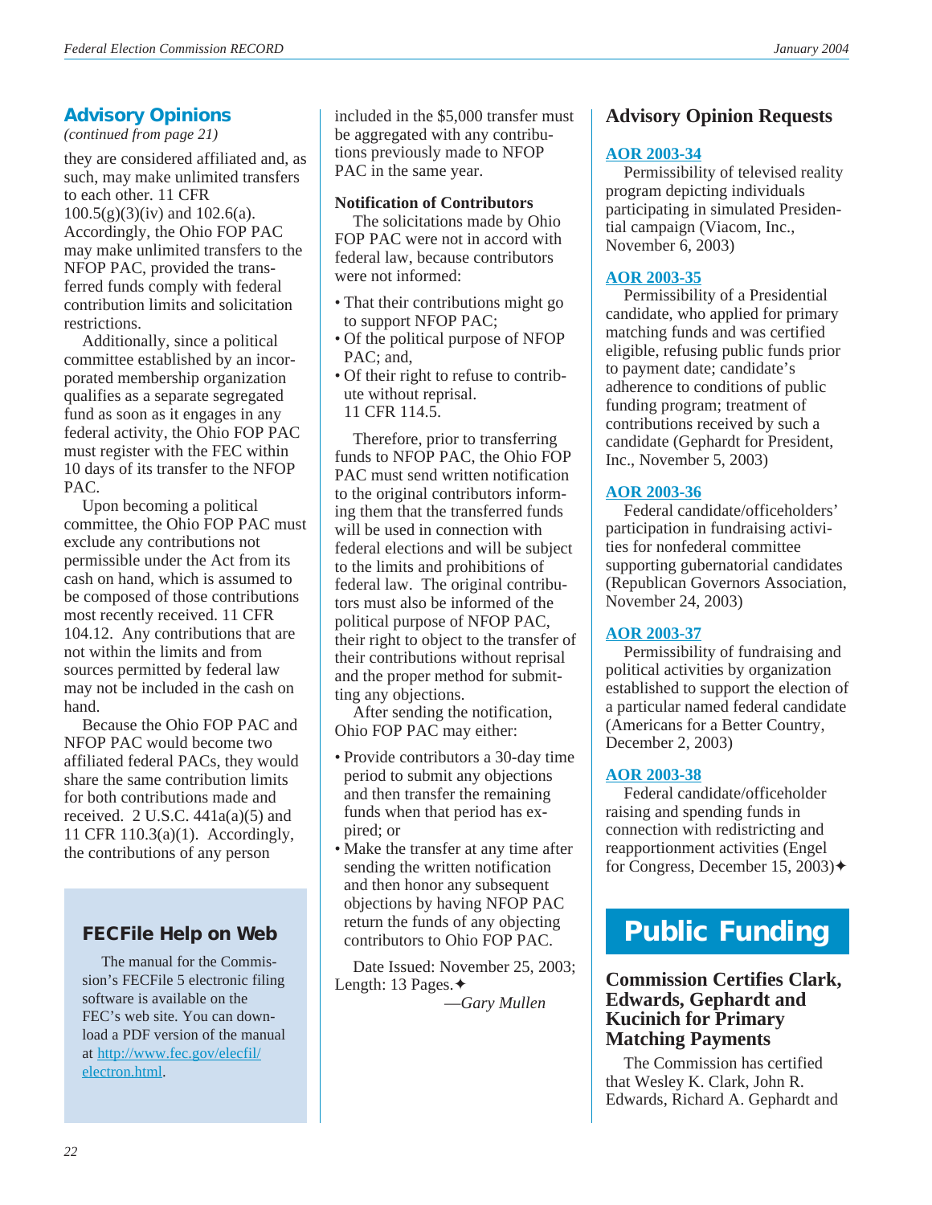## Advisory Opinions

*(continued from page 21)*

they are considered affiliated and, as such, may make unlimited transfers to each other. 11 CFR 100.5(g)(3)(iv) and 102.6(a). Accordingly, the Ohio FOP PAC may make unlimited transfers to the NFOP PAC, provided the transferred funds comply with federal contribution limits and solicitation restrictions.

Additionally, since a political committee established by an incorporated membership organization qualifies as a separate segregated fund as soon as it engages in any federal activity, the Ohio FOP PAC must register with the FEC within 10 days of its transfer to the NFOP PAC.

Upon becoming a political committee, the Ohio FOP PAC must exclude any contributions not permissible under the Act from its cash on hand, which is assumed to be composed of those contributions most recently received. 11 CFR 104.12. Any contributions that are not within the limits and from sources permitted by federal law may not be included in the cash on hand.

Because the Ohio FOP PAC and NFOP PAC would become two affiliated federal PACs, they would share the same contribution limits for both contributions made and received. 2 U.S.C. 441a(a)(5) and 11 CFR 110.3(a)(1). Accordingly, the contributions of any person included in the $5,000 transfer must be aggregated with any contributions previously made to NFOP PAC in the same year.

**Notification of Contributors**

The solicitations made by Ohio FOP PAC were not in accord with federal law, because contributors were not informed:

- That their contributions might go to support NFOP PAC;
- Of the political purpose of NFOP PAC; and,
- Of their right to refuse to contribute without reprisal. 11 CFR 114.5.

Therefore, prior to transferring funds to NFOP PAC, the Ohio FOP PAC must send written notification to the original contributors informing them that the transferred funds will be used in connection with federal elections and will be subject to the limits and prohibitions of federal law. The original contributors must also be informed of the political purpose of NFOP PAC, their right to object to the transfer of their contributions without reprisal and the proper method for submitting any objections.

After sending the notification, Ohio FOP PAC may either:

- Provide contributors a 30-day time period to submit any objections and then transfer the remaining funds when that period has expired; or
- Make the transfer at any time after sending the written notification and then honor any subsequent objections by having NFOP PAC return the funds of any objecting contributors to Ohio FOP PAC.

Date Issued: November 25, 2003; Length: 13 Pages.✦

*—Gary Mullen*

### FECFile Help on Web

The manual for the Commission's FECFile 5 electronic filing software is available on the FEC's web site. You can download a PDF version of the manual at http://www.fec.gov/elecfil/electron.html.

## Advisory Opinion Requests

**AOR 2003-34**

Permissibility of televised reality program depicting individuals participating in simulated Presidential campaign (Viacom, Inc., November 6, 2003)

**AOR 2003-35**

Permissibility of a Presidential candidate, who applied for primary matching funds and was certified eligible, refusing public funds prior to payment date; candidate's adherence to conditions of public funding program; treatment of contributions received by such a candidate (Gephardt for President, Inc., November 5, 2003)

**AOR 2003-36**

Federal candidate/officeholders' participation in fundraising activities for nonfederal committee supporting gubernatorial candidates (Republican Governors Association, November 24, 2003)

**AOR 2003-37**

Permissibility of fundraising and political activities by organization established to support the election of a particular named federal candidate (Americans for a Better Country, December 2, 2003)

**AOR 2003-38**

Federal candidate/officeholder raising and spending funds in connection with redistricting and reapportionment activities (Engel for Congress, December 15, 2003)✦

# Public Funding

### Commission Certifies Clark, Edwards, Gephardt and Kucinich for Primary Matching Payments

The Commission has certified that Wesley K. Clark, John R. Edwards, Richard A. Gephardt and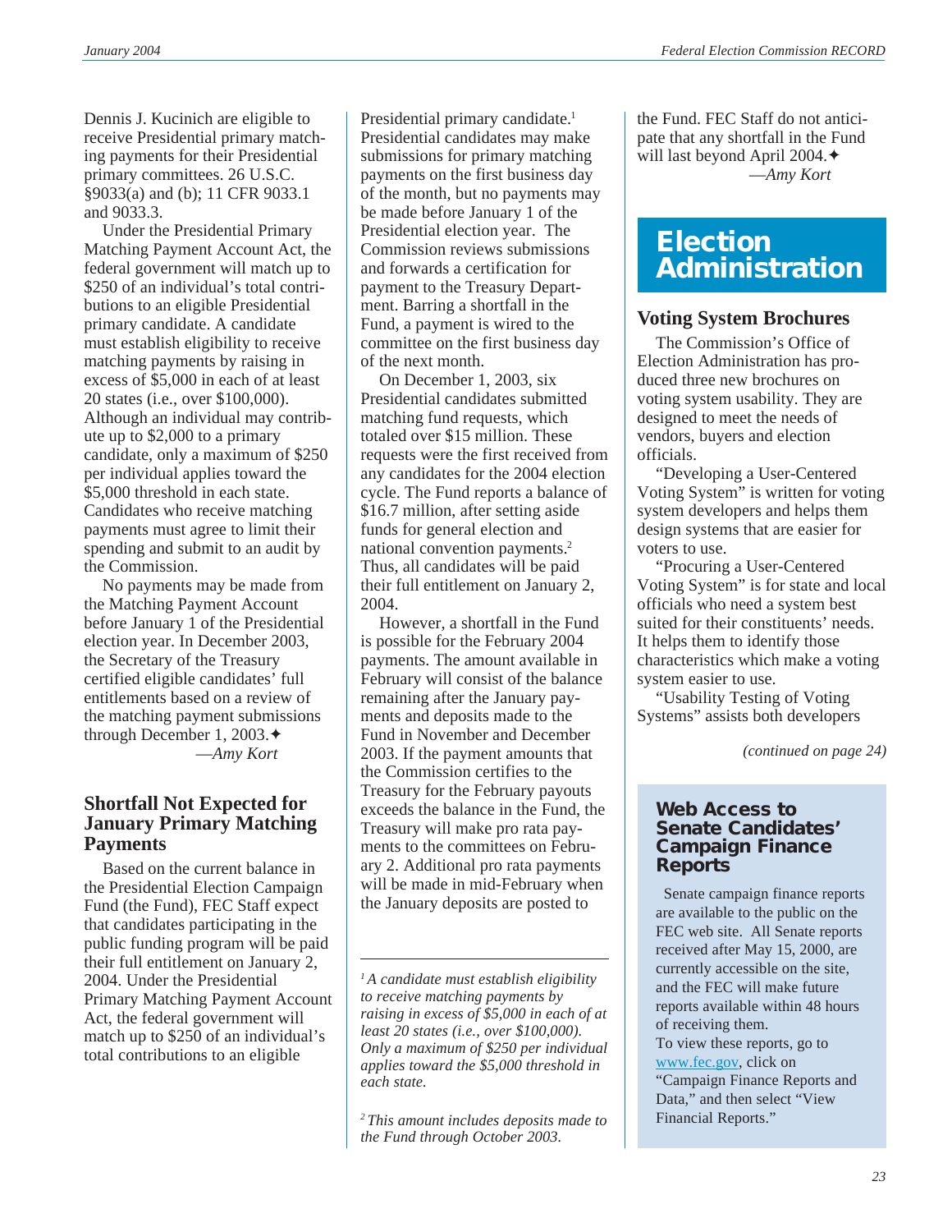Dennis J. Kucinich are eligible to receive Presidential primary matching payments for their Presidential primary committees. 26 U.S.C. §9033(a) and (b); 11 CFR 9033.1 and 9033.3.

Under the Presidential Primary Matching Payment Account Act, the federal government will match up to $250 of an individual's total contributions to an eligible Presidential primary candidate. A candidate must establish eligibility to receive matching payments by raising in excess of $5,000 in each of at least 20 states (i.e., over $100,000). Although an individual may contribute up to $2,000 to a primary candidate, only a maximum of $250 per individual applies toward the $5,000 threshold in each state. Candidates who receive matching payments must agree to limit their spending and submit to an audit by the Commission.

No payments may be made from the Matching Payment Account before January 1 of the Presidential election year. In December 2003, the Secretary of the Treasury certified eligible candidates' full entitlements based on a review of the matching payment submissions through December 1, 2003.✦

—*Amy Kort*

## Shortfall Not Expected for January Primary Matching Payments

Based on the current balance in the Presidential Election Campaign Fund (the Fund), FEC Staff expect that candidates participating in the public funding program will be paid their full entitlement on January 2, 2004. Under the Presidential Primary Matching Payment Account Act, the federal government will match up to $250 of an individual's total contributions to an eligible Presidential primary candidate.[1] Presidential candidates may make submissions for primary matching payments on the first business day of the month, but no payments may be made before January 1 of the Presidential election year. The Commission reviews submissions and forwards a certification for payment to the Treasury Department. Barring a shortfall in the Fund, a payment is wired to the committee on the first business day of the next month.

On December 1, 2003, six Presidential candidates submitted matching fund requests, which totaled over $15 million. These requests were the first received from any candidates for the 2004 election cycle. The Fund reports a balance of $16.7 million, after setting aside funds for general election and national convention payments.[2] Thus, all candidates will be paid their full entitlement on January 2, 2004.

However, a shortfall in the Fund is possible for the February 2004 payments. The amount available in February will consist of the balance remaining after the January payments and deposits made to the Fund in November and December 2003. If the payment amounts that the Commission certifies to the Treasury for the February payouts exceeds the balance in the Fund, the Treasury will make pro rata payments to the committees on February 2. Additional pro rata payments will be made in mid-February when the January deposits are posted to the Fund. FEC Staff do not anticipate that any shortfall in the Fund will last beyond April 2004.✦

—*Amy Kort*

*[1] A candidate must establish eligibility to receive matching payments by raising in excess of $5,000 in each of at least 20 states (i.e., over $100,000). Only a maximum of $250 per individual applies toward the $5,000 threshold in each state.*

*[2] This amount includes deposits made to the Fund through October 2003.*

# Election Administration

## Voting System Brochures

The Commission's Office of Election Administration has produced three new brochures on voting system usability. They are designed to meet the needs of vendors, buyers and election officials.

"Developing a User-Centered Voting System" is written for voting system developers and helps them design systems that are easier for voters to use.

"Procuring a User-Centered Voting System" is for state and local officials who need a system best suited for their constituents' needs. It helps them to identify those characteristics which make a voting system easier to use.

"Usability Testing of Voting Systems" assists both developers

*(continued on page 24)*

### Web Access to Senate Candidates' Campaign Finance Reports

Senate campaign finance reports are available to the public on the FEC web site. All Senate reports received after May 15, 2000, are currently accessible on the site, and the FEC will make future reports available within 48 hours of receiving them.

To view these reports, go to www.fec.gov, click on "Campaign Finance Reports and Data," and then select "View Financial Reports."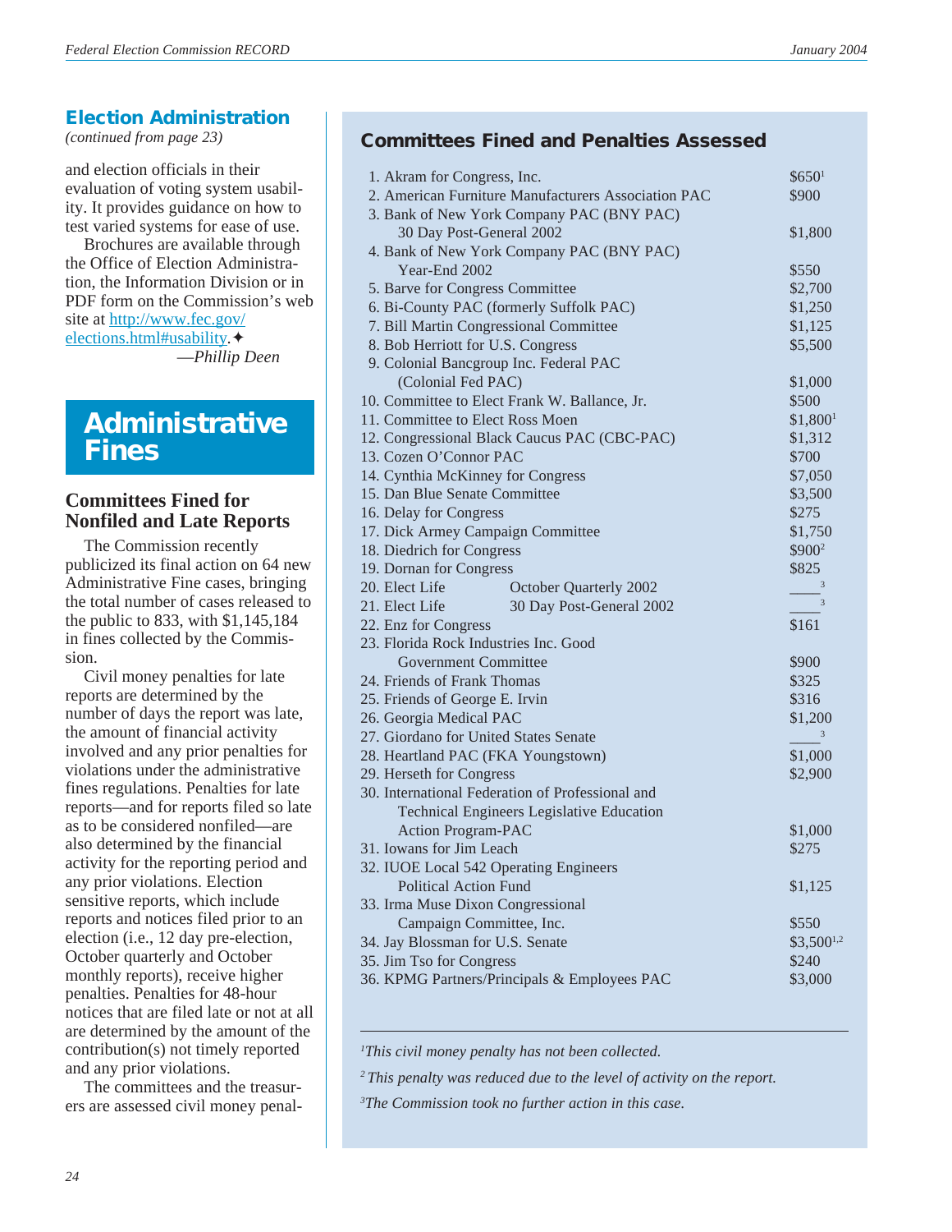## Election Administration

*(continued from page 23)*

and election officials in their evaluation of voting system usability. It provides guidance on how to test varied systems for ease of use.

Brochures are available through the Office of Election Administration, the Information Division or in PDF form on the Commission's web site at http://www.fec.gov/elections.html#usability.✦

*—Phillip Deen*

# Administrative Fines

### Committees Fined for Nonfiled and Late Reports

The Commission recently publicized its final action on 64 new Administrative Fine cases, bringing the total number of cases released to the public to 833, with $1,145,184 in fines collected by the Commission.

Civil money penalties for late reports are determined by the number of days the report was late, the amount of financial activity involved and any prior penalties for violations under the administrative fines regulations. Penalties for late reports—and for reports filed so late as to be considered nonfiled—are also determined by the financial activity for the reporting period and any prior violations. Election sensitive reports, which include reports and notices filed prior to an election (i.e., 12 day pre-election, October quarterly and October monthly reports), receive higher penalties. Penalties for 48-hour notices that are filed late or not at all are determined by the amount of the contribution(s) not timely reported and any prior violations.

The committees and the treasurers are assessed civil money penal-

### Committees Fined and Penalties Assessed

| Committee | Penalty |
|---|---|
| 1. Akram for Congress, Inc. | $650[1] |
| 2. American Furniture Manufacturers Association PAC | $900 |
| 3. Bank of New York Company PAC (BNY PAC) 30 Day Post-General 2002 | $1,800 |
| 4. Bank of New York Company PAC (BNY PAC) Year-End 2002 | $550 |
| 5. Barve for Congress Committee | $2,700 |
| 6. Bi-County PAC (formerly Suffolk PAC) | $1,250 |
| 7. Bill Martin Congressional Committee | $1,125 |
| 8. Bob Herriott for U.S. Congress | $5,500 |
| 9. Colonial Bancgroup Inc. Federal PAC (Colonial Fed PAC) | $1,000 |
| 10. Committee to Elect Frank W. Ballance, Jr. | $500 |
| 11. Committee to Elect Ross Moen | $1,800[1] |
| 12. Congressional Black Caucus PAC (CBC-PAC) | $1,312 |
| 13. Cozen O'Connor PAC | $700 |
| 14. Cynthia McKinney for Congress | $7,050 |
| 15. Dan Blue Senate Committee | $3,500 |
| 16. Delay for Congress | $275 |
| 17. Dick Armey Campaign Committee | $1,750 |
| 18. Diedrich for Congress | $900[2] |
| 19. Dornan for Congress | $825 |
| 20. Elect Life October Quarterly 2002 | ____[3] |
| 21. Elect Life 30 Day Post-General 2002 | ____[3] |
| 22. Enz for Congress | $161 |
| 23. Florida Rock Industries Inc. Good Government Committee | $900 |
| 24. Friends of Frank Thomas | $325 |
| 25. Friends of George E. Irvin | $316 |
| 26. Georgia Medical PAC | $1,200 |
| 27. Giordano for United States Senate | ____[3] |
| 28. Heartland PAC (FKA Youngstown) | $1,000 |
| 29. Herseth for Congress | $2,900 |
| 30. International Federation of Professional and Technical Engineers Legislative Education Action Program-PAC | $1,000 |
| 31. Iowans for Jim Leach | $275 |
| 32. IUOE Local 542 Operating Engineers Political Action Fund | $1,125 |
| 33. Irma Muse Dixon Congressional Campaign Committee, Inc. | $550 |
| 34. Jay Blossman for U.S. Senate | $3,500[1,2] |
| 35. Jim Tso for Congress | $240 |
| 36. KPMG Partners/Principals & Employees PAC | $3,000 |

[1] *This civil money penalty has not been collected.*

[2] *This penalty was reduced due to the level of activity on the report.*

[3] *The Commission took no further action in this case.*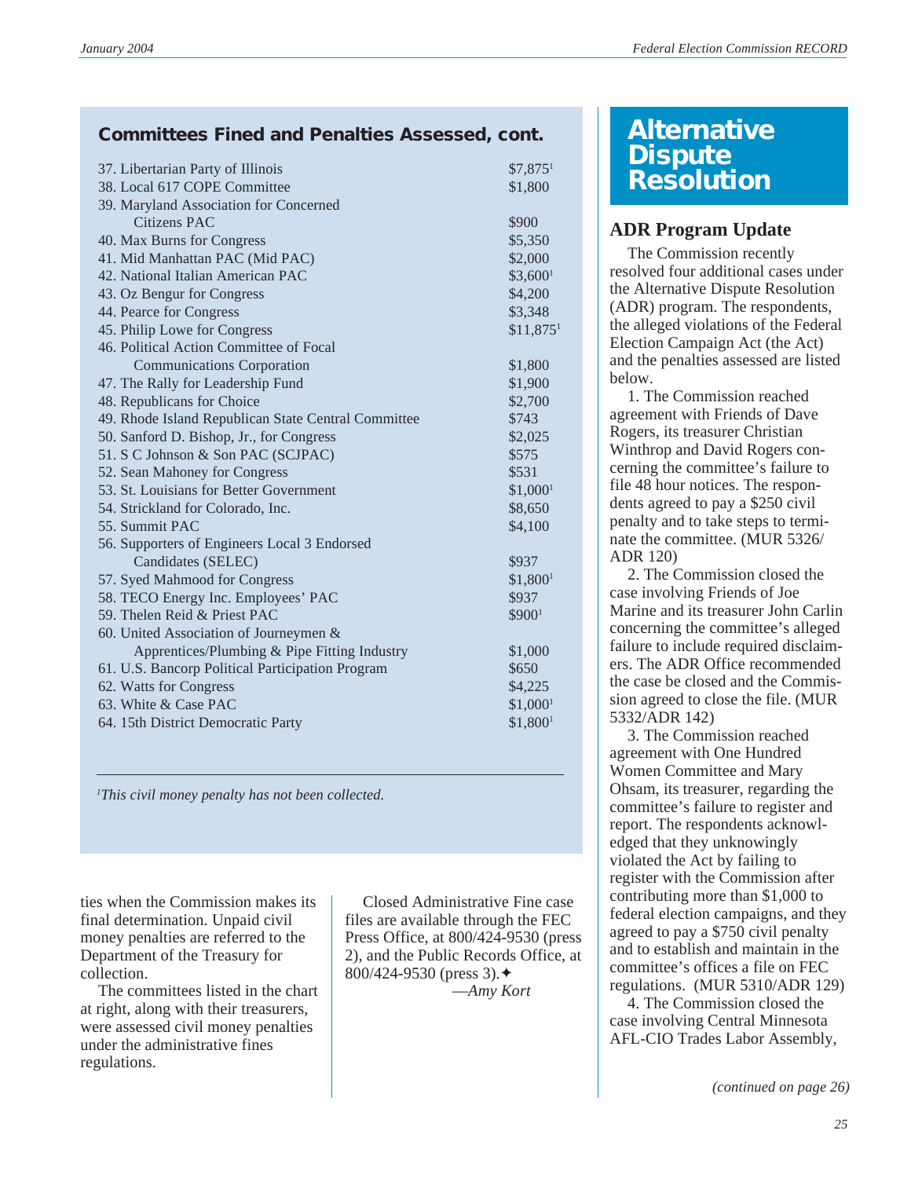## Committees Fined and Penalties Assessed, cont.

| Committee | Penalty |
|---|---|
| 37. Libertarian Party of Illinois | $7,875[1] |
| 38. Local 617 COPE Committee | $1,800 |
| 39. Maryland Association for Concerned Citizens PAC | $900 |
| 40. Max Burns for Congress | $5,350 |
| 41. Mid Manhattan PAC (Mid PAC) | $2,000 |
| 42. National Italian American PAC | $3,600[1] |
| 43. Oz Bengur for Congress | $4,200 |
| 44. Pearce for Congress | $3,348 |
| 45. Philip Lowe for Congress | $11,875[1] |
| 46. Political Action Committee of Focal Communications Corporation | $1,800 |
| 47. The Rally for Leadership Fund | $1,900 |
| 48. Republicans for Choice | $2,700 |
| 49. Rhode Island Republican State Central Committee | $743 |
| 50. Sanford D. Bishop, Jr., for Congress | $2,025 |
| 51. S C Johnson & Son PAC (SCJPAC) | $575 |
| 52. Sean Mahoney for Congress | $531 |
| 53. St. Louisians for Better Government | $1,000[1] |
| 54. Strickland for Colorado, Inc. | $8,650 |
| 55. Summit PAC | $4,100 |
| 56. Supporters of Engineers Local 3 Endorsed Candidates (SELEC) | $937 |
| 57. Syed Mahmood for Congress | $1,800[1] |
| 58. TECO Energy Inc. Employees' PAC | $937 |
| 59. Thelen Reid & Priest PAC | $900[1] |
| 60. United Association of Journeymen & Apprentices/Plumbing & Pipe Fitting Industry | $1,000 |
| 61. U.S. Bancorp Political Participation Program | $650 |
| 62. Watts for Congress | $4,225 |
| 63. White & Case PAC | $1,000[1] |
| 64. 15th District Democratic Party | $1,800[1] |

[1] *This civil money penalty has not been collected.*

ties when the Commission makes its final determination. Unpaid civil money penalties are referred to the Department of the Treasury for collection.

The committees listed in the chart at right, along with their treasurers, were assessed civil money penalties under the administrative fines regulations.

Closed Administrative Fine case files are available through the FEC Press Office, at 800/424-9530 (press 2), and the Public Records Office, at 800/424-9530 (press 3).✦

—*Amy Kort*

# Alternative Dispute Resolution

## ADR Program Update

The Commission recently resolved four additional cases under the Alternative Dispute Resolution (ADR) program. The respondents, the alleged violations of the Federal Election Campaign Act (the Act) and the penalties assessed are listed below.

1. The Commission reached agreement with Friends of Dave Rogers, its treasurer Christian Winthrop and David Rogers concerning the committee's failure to file 48 hour notices. The respondents agreed to pay a $250 civil penalty and to take steps to terminate the committee. (MUR 5326/ADR 120)

2. The Commission closed the case involving Friends of Joe Marine and its treasurer John Carlin concerning the committee's alleged failure to include required disclaimers. The ADR Office recommended the case be closed and the Commission agreed to close the file. (MUR 5332/ADR 142)

3. The Commission reached agreement with One Hundred Women Committee and Mary Ohsam, its treasurer, regarding the committee's failure to register and report. The respondents acknowledged that they unknowingly violated the Act by failing to register with the Commission after contributing more than $1,000 to federal election campaigns, and they agreed to pay a $750 civil penalty and to establish and maintain in the committee's offices a file on FEC regulations. (MUR 5310/ADR 129)

4. The Commission closed the case involving Central Minnesota AFL-CIO Trades Labor Assembly,

*(continued on page 26)*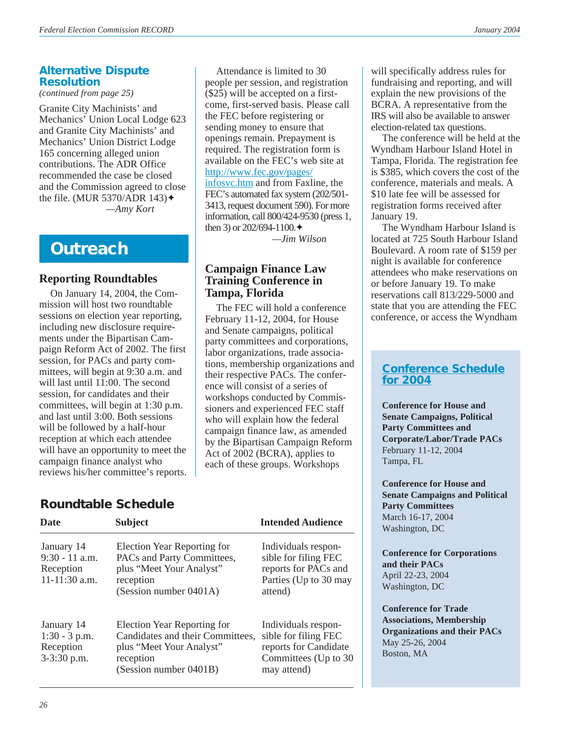## Alternative Dispute Resolution

*(continued from page 25)*

Granite City Machinists' and Mechanics' Union Local Lodge 623 and Granite City Machinists' and Mechanics' Union District Lodge 165 concerning alleged union contributions. The ADR Office recommended the case be closed and the Commission agreed to close the file. (MUR 5370/ADR 143)✦

—*Amy Kort*

# Outreach

### Reporting Roundtables

On January 14, 2004, the Commission will host two roundtable sessions on election year reporting, including new disclosure requirements under the Bipartisan Campaign Reform Act of 2002. The first session, for PACs and party committees, will begin at 9:30 a.m. and will last until 11:00. The second session, for candidates and their committees, will begin at 1:30 p.m. and last until 3:00. Both sessions will be followed by a half-hour reception at which each attendee will have an opportunity to meet the campaign finance analyst who reviews his/her committee's reports.

Attendance is limited to 30 people per session, and registration ($25) will be accepted on a first-come, first-served basis. Please call the FEC before registering or sending money to ensure that openings remain. Prepayment is required. The registration form is available on the FEC's web site at http://www.fec.gov/pages/infosvc.htm and from Faxline, the FEC's automated fax system (202/501-3413, request document 590). For more information, call 800/424-9530 (press 1, then 3) or 202/694-1100.✦

—*Jim Wilson*

## Roundtable Schedule

| Date | Subject | Intended Audience |
|---|---|---|
| January 14<br>9:30 - 11 a.m.<br>Reception<br>11-11:30 a.m. | Election Year Reporting for PACs and Party Committees, plus "Meet Your Analyst" reception<br>(Session number 0401A) | Individuals responsible for filing FEC reports for PACs and Parties (Up to 30 may attend) |
| January 14<br>1:30 - 3 p.m.<br>Reception<br>3-3:30 p.m. | Election Year Reporting for Candidates and their Committees, plus "Meet Your Analyst" reception<br>(Session number 0401B) | Individuals responsible for filing FEC reports for Candidate Committees (Up to 30 may attend) |

### Campaign Finance Law Training Conference in Tampa, Florida

The FEC will hold a conference February 11-12, 2004, for House and Senate campaigns, political party committees and corporations, labor organizations, trade associations, membership organizations and their respective PACs. The conference will consist of a series of workshops conducted by Commissioners and experienced FEC staff who will explain how the federal campaign finance law, as amended by the Bipartisan Campaign Reform Act of 2002 (BCRA), applies to each of these groups. Workshops will specifically address rules for fundraising and reporting, and will explain the new provisions of the BCRA. A representative from the IRS will also be available to answer election-related tax questions.

The conference will be held at the Wyndham Harbour Island Hotel in Tampa, Florida. The registration fee is $385, which covers the cost of the conference, materials and meals. A $10 late fee will be assessed for registration forms received after January 19.

The Wyndham Harbour Island is located at 725 South Harbour Island Boulevard. A room rate of $159 per night is available for conference attendees who make reservations on or before January 19. To make reservations call 813/229-5000 and state that you are attending the FEC conference, or access the Wyndham

## Conference Schedule for 2004

**Conference for House and Senate Campaigns, Political Party Committees and Corporate/Labor/Trade PACs**
February 11-12, 2004
Tampa, FL

**Conference for House and Senate Campaigns and Political Party Committees**
March 16-17, 2004
Washington, DC

**Conference for Corporations and their PACs**
April 22-23, 2004
Washington, DC

**Conference for Trade Associations, Membership Organizations and their PACs**
May 25-26, 2004
Boston, MA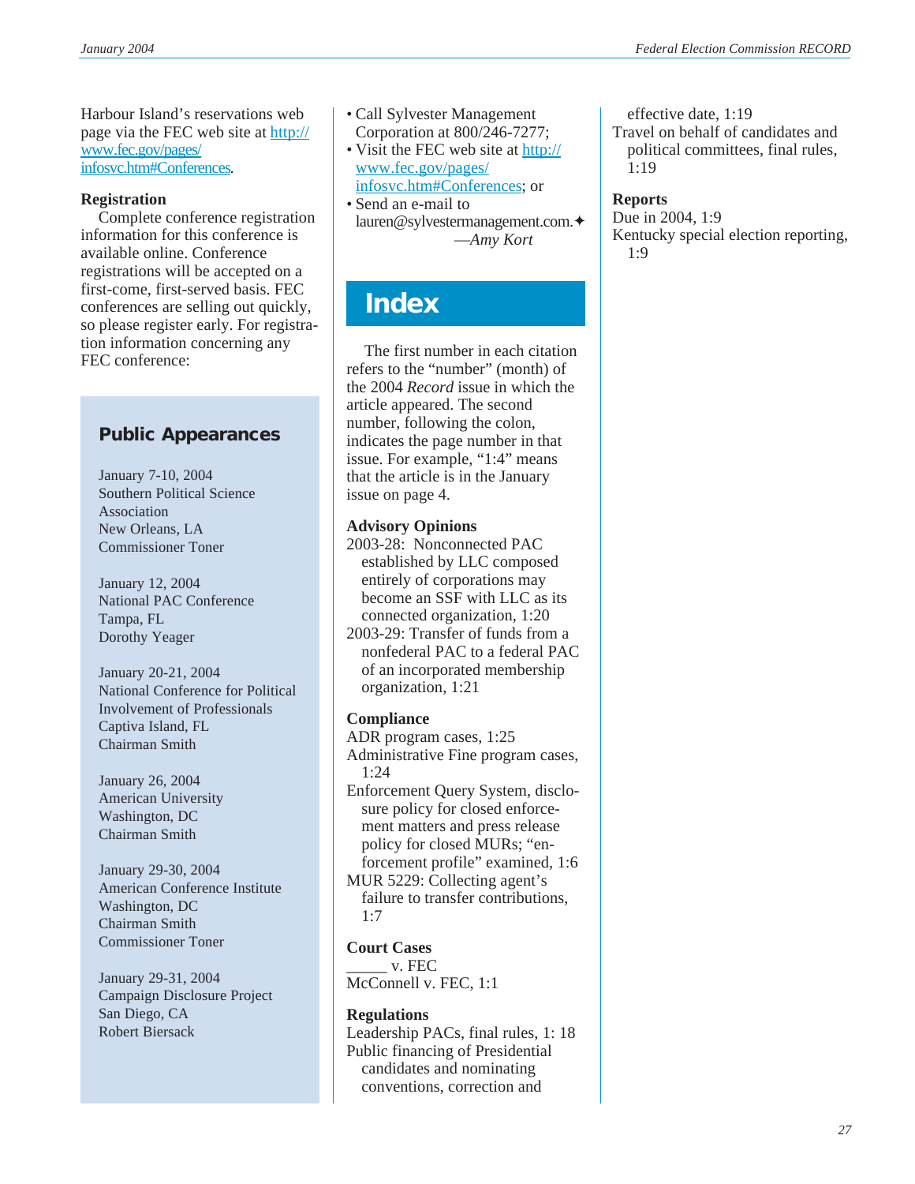Harbour Island's reservations web page via the FEC web site at http://www.fec.gov/pages/infosvc.htm#Conferences.

**Registration**

Complete conference registration information for this conference is available online. Conference registrations will be accepted on a first-come, first-served basis. FEC conferences are selling out quickly, so please register early. For registration information concerning any FEC conference:

- Call Sylvester Management Corporation at 800/246-7277;
- Visit the FEC web site at http://www.fec.gov/pages/infosvc.htm#Conferences; or
- Send an e-mail to lauren@sylvestermanagement.com.✦

—*Amy Kort*

## Public Appearances

January 7-10, 2004
Southern Political Science Association
New Orleans, LA
Commissioner Toner

January 12, 2004
National PAC Conference
Tampa, FL
Dorothy Yeager

January 20-21, 2004
National Conference for Political Involvement of Professionals
Captiva Island, FL
Chairman Smith

January 26, 2004
American University
Washington, DC
Chairman Smith

January 29-30, 2004
American Conference Institute
Washington, DC
Chairman Smith
Commissioner Toner

January 29-31, 2004
Campaign Disclosure Project
San Diego, CA
Robert Biersack

# Index

The first number in each citation refers to the "number" (month) of the 2004 *Record* issue in which the article appeared. The second number, following the colon, indicates the page number in that issue. For example, "1:4" means that the article is in the January issue on page 4.

**Advisory Opinions**

2003-28: Nonconnected PAC established by LLC composed entirely of corporations may become an SSF with LLC as its connected organization, 1:20

2003-29: Transfer of funds from a nonfederal PAC to a federal PAC of an incorporated membership organization, 1:21

**Compliance**

ADR program cases, 1:25

Administrative Fine program cases, 1:24

Enforcement Query System, disclosure policy for closed enforcement matters and press release policy for closed MURs; "enforcement profile" examined, 1:6

MUR 5229: Collecting agent's failure to transfer contributions, 1:7

**Court Cases**

_____ v. FEC

McConnell v. FEC, 1:1

**Regulations**

Leadership PACs, final rules, 1: 18

Public financing of Presidential candidates and nominating conventions, correction and effective date, 1:19

Travel on behalf of candidates and political committees, final rules, 1:19

**Reports**

Due in 2004, 1:9

Kentucky special election reporting, 1:9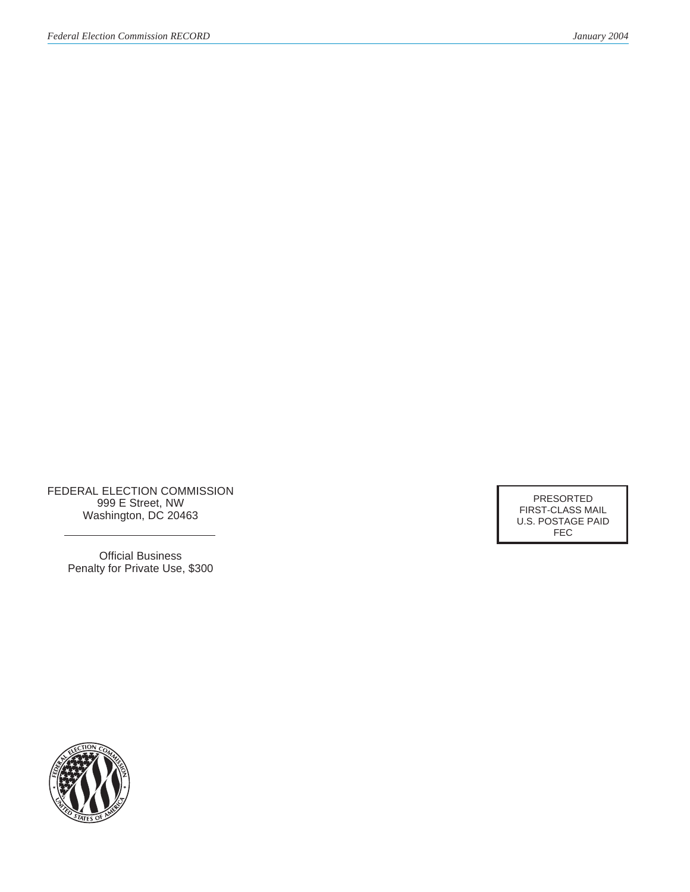FEDERAL ELECTION COMMISSION
999 E Street, NW
Washington, DC 20463

Official Business
Penalty for Private Use, $300

PRESORTED
FIRST-CLASS MAIL
U.S. POSTAGE PAID
FEC